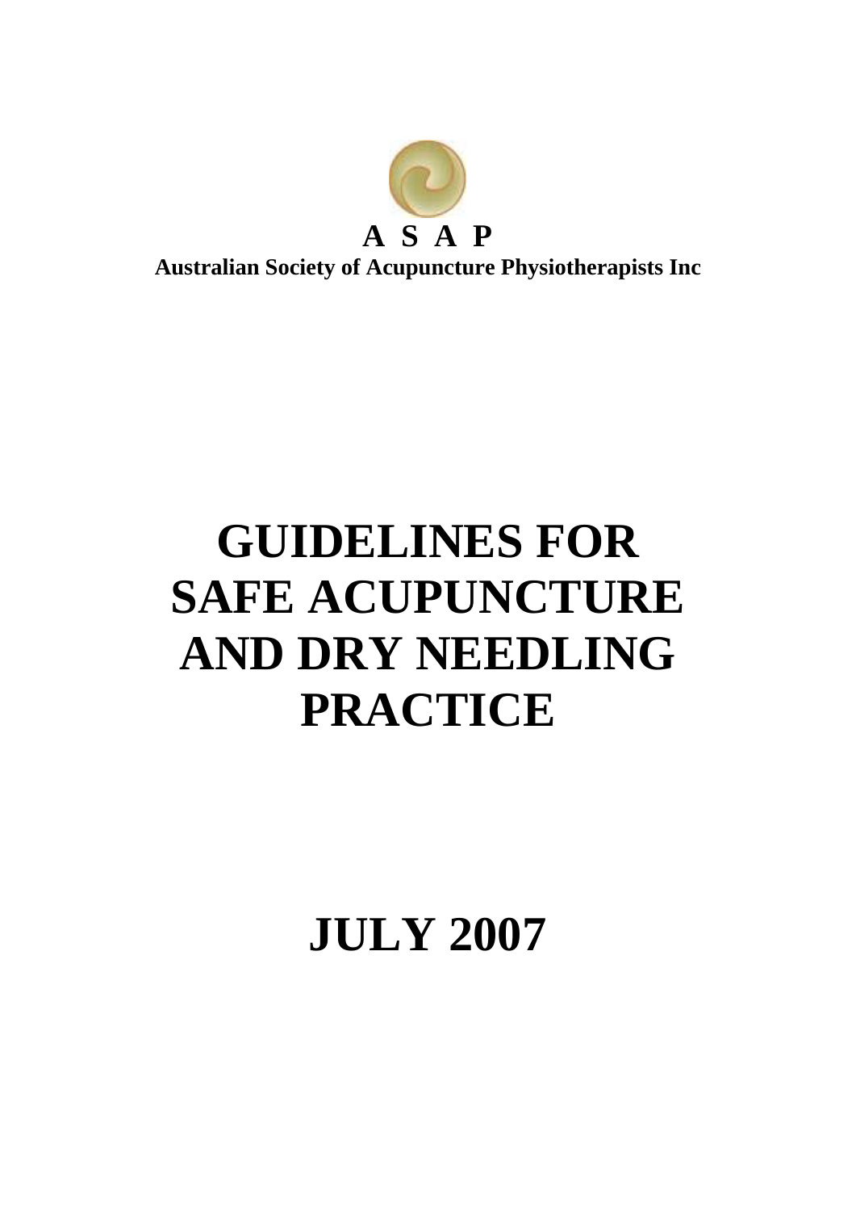**A S A P**

**Australian Society of Acupuncture Physiotherapists Inc**

# GUIDELINES FOR SAFE ACUPUNCTURE AND DRY NEEDLING PRACTICE

# JULY 2007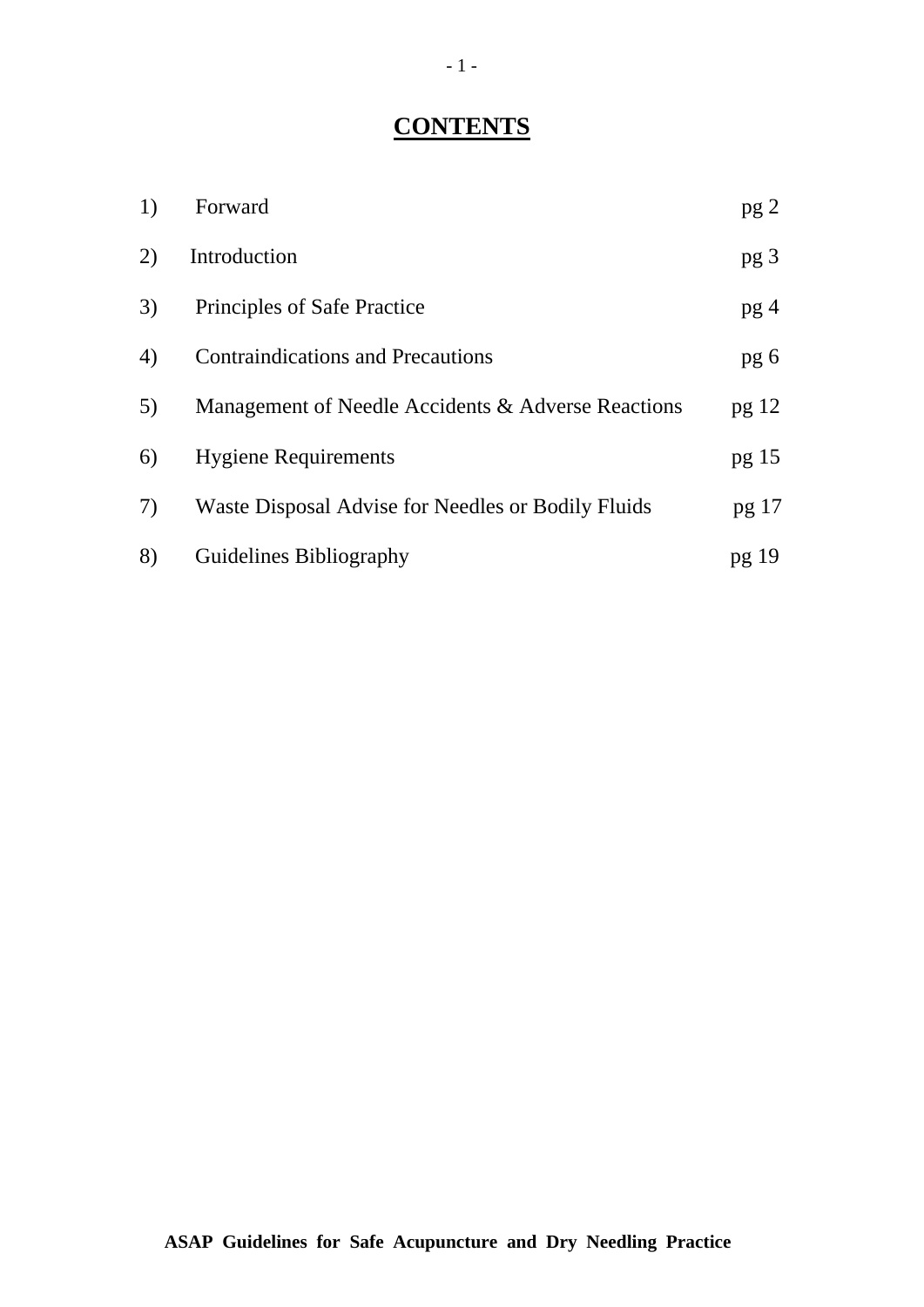# CONTENTS

| | | |
|---|---|---|
| 1) | Forward | pg 2 |
| 2) | Introduction | pg 3 |
| 3) | Principles of Safe Practice | pg 4 |
| 4) | Contraindications and Precautions | pg 6 |
| 5) | Management of Needle Accidents & Adverse Reactions | pg 12 |
| 6) | Hygiene Requirements | pg 15 |
| 7) | Waste Disposal Advise for Needles or Bodily Fluids | pg 17 |
| 8) | Guidelines Bibliography | pg 19 |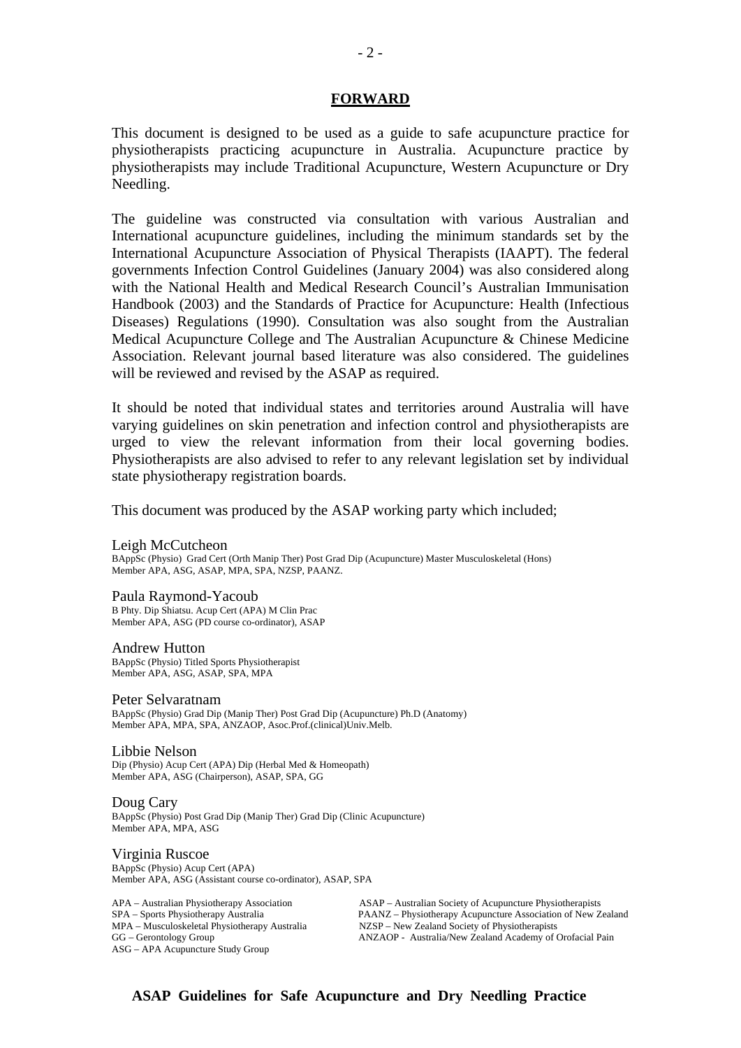## FORWARD

This document is designed to be used as a guide to safe acupuncture practice for physiotherapists practicing acupuncture in Australia. Acupuncture practice by physiotherapists may include Traditional Acupuncture, Western Acupuncture or Dry Needling.

The guideline was constructed via consultation with various Australian and International acupuncture guidelines, including the minimum standards set by the International Acupuncture Association of Physical Therapists (IAAPT). The federal governments Infection Control Guidelines (January 2004) was also considered along with the National Health and Medical Research Council's Australian Immunisation Handbook (2003) and the Standards of Practice for Acupuncture: Health (Infectious Diseases) Regulations (1990). Consultation was also sought from the Australian Medical Acupuncture College and The Australian Acupuncture & Chinese Medicine Association. Relevant journal based literature was also considered. The guidelines will be reviewed and revised by the ASAP as required.

It should be noted that individual states and territories around Australia will have varying guidelines on skin penetration and infection control and physiotherapists are urged to view the relevant information from their local governing bodies. Physiotherapists are also advised to refer to any relevant legislation set by individual state physiotherapy registration boards.

This document was produced by the ASAP working party which included;

Leigh McCutcheon
BAppSc (Physio) Grad Cert (Orth Manip Ther) Post Grad Dip (Acupuncture) Master Musculoskeletal (Hons)
Member APA, ASG, ASAP, MPA, SPA, NZSP, PAANZ.

Paula Raymond-Yacoub
B Phty. Dip Shiatsu. Acup Cert (APA) M Clin Prac
Member APA, ASG (PD course co-ordinator), ASAP

Andrew Hutton
BAppSc (Physio) Titled Sports Physiotherapist
Member APA, ASG, ASAP, SPA, MPA

Peter Selvaratnam
BAppSc (Physio) Grad Dip (Manip Ther) Post Grad Dip (Acupuncture) Ph.D (Anatomy)
Member APA, MPA, SPA, ANZAOP, Asoc.Prof.(clinical)Univ.Melb.

Libbie Nelson
Dip (Physio) Acup Cert (APA) Dip (Herbal Med & Homeopath)
Member APA, ASG (Chairperson), ASAP, SPA, GG

Doug Cary
BAppSc (Physio) Post Grad Dip (Manip Ther) Grad Dip (Clinic Acupuncture)
Member APA, MPA, ASG

Virginia Ruscoe
BAppSc (Physio) Acup Cert (APA)
Member APA, ASG (Assistant course co-ordinator), ASAP, SPA

APA – Australian Physiotherapy Association
SPA – Sports Physiotherapy Australia
MPA – Musculoskeletal Physiotherapy Australia
GG – Gerontology Group
ASG – APA Acupuncture Study Group
ASAP – Australian Society of Acupuncture Physiotherapists
PAANZ – Physiotherapy Acupuncture Association of New Zealand
NZSP – New Zealand Society of Physiotherapists
ANZAOP - Australia/New Zealand Academy of Orofacial Pain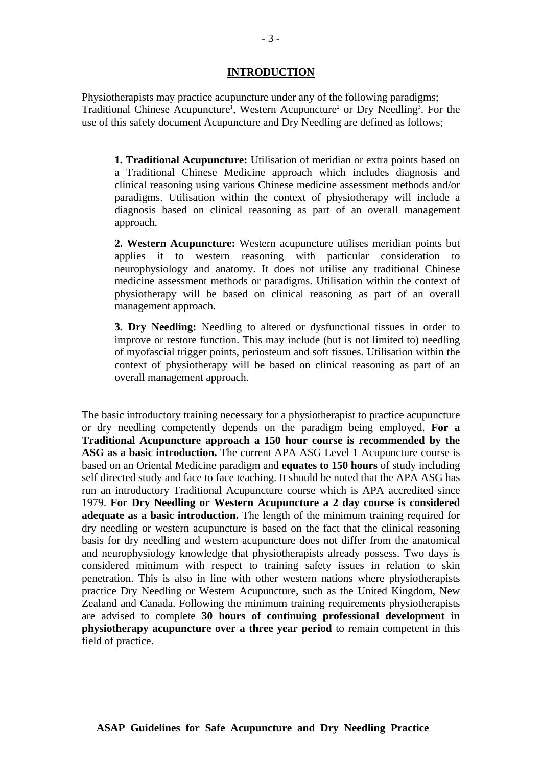## INTRODUCTION

Physiotherapists may practice acupuncture under any of the following paradigms; Traditional Chinese Acupuncture[1], Western Acupuncture[2] or Dry Needling[3]. For the use of this safety document Acupuncture and Dry Needling are defined as follows;

**1. Traditional Acupuncture:** Utilisation of meridian or extra points based on a Traditional Chinese Medicine approach which includes diagnosis and clinical reasoning using various Chinese medicine assessment methods and/or paradigms. Utilisation within the context of physiotherapy will include a diagnosis based on clinical reasoning as part of an overall management approach.

**2. Western Acupuncture:** Western acupuncture utilises meridian points but applies it to western reasoning with particular consideration to neurophysiology and anatomy. It does not utilise any traditional Chinese medicine assessment methods or paradigms. Utilisation within the context of physiotherapy will be based on clinical reasoning as part of an overall management approach.

**3. Dry Needling:** Needling to altered or dysfunctional tissues in order to improve or restore function. This may include (but is not limited to) needling of myofascial trigger points, periosteum and soft tissues. Utilisation within the context of physiotherapy will be based on clinical reasoning as part of an overall management approach.

The basic introductory training necessary for a physiotherapist to practice acupuncture or dry needling competently depends on the paradigm being employed. **For a Traditional Acupuncture approach a 150 hour course is recommended by the ASG as a basic introduction.** The current APA ASG Level 1 Acupuncture course is based on an Oriental Medicine paradigm and **equates to 150 hours** of study including self directed study and face to face teaching. It should be noted that the APA ASG has run an introductory Traditional Acupuncture course which is APA accredited since 1979. **For Dry Needling or Western Acupuncture a 2 day course is considered adequate as a basic introduction.** The length of the minimum training required for dry needling or western acupuncture is based on the fact that the clinical reasoning basis for dry needling and western acupuncture does not differ from the anatomical and neurophysiology knowledge that physiotherapists already possess. Two days is considered minimum with respect to training safety issues in relation to skin penetration. This is also in line with other western nations where physiotherapists practice Dry Needling or Western Acupuncture, such as the United Kingdom, New Zealand and Canada. Following the minimum training requirements physiotherapists are advised to complete **30 hours of continuing professional development in physiotherapy acupuncture over a three year period** to remain competent in this field of practice.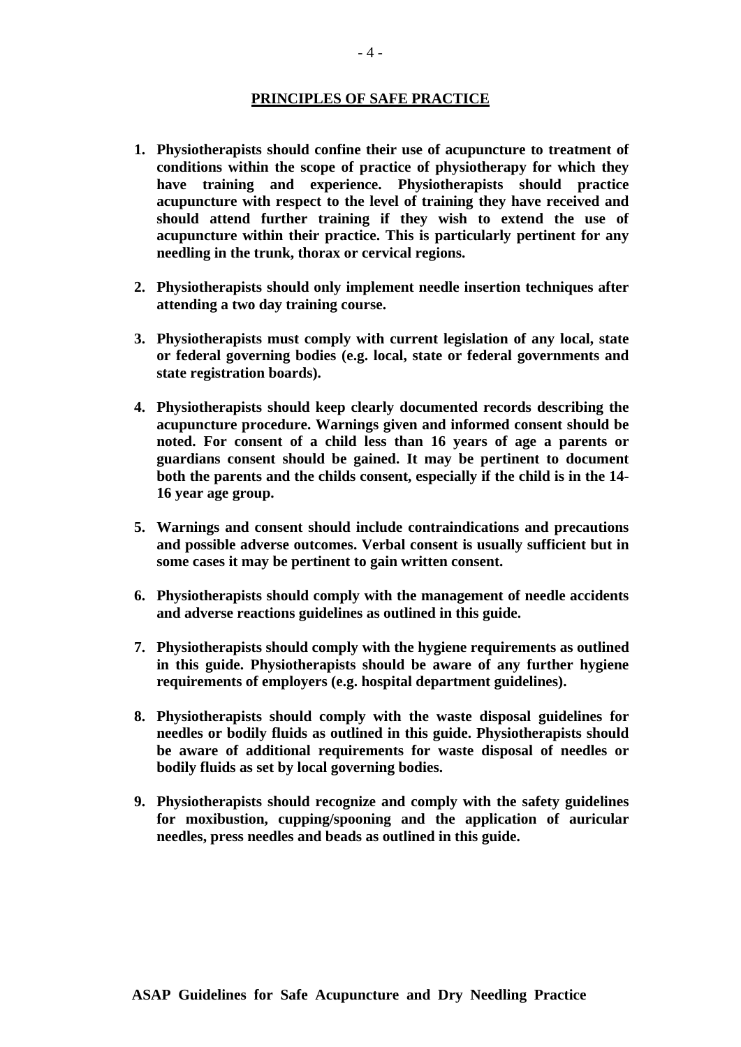## PRINCIPLES OF SAFE PRACTICE

1. **Physiotherapists should confine their use of acupuncture to treatment of conditions within the scope of practice of physiotherapy for which they have training and experience. Physiotherapists should practice acupuncture with respect to the level of training they have received and should attend further training if they wish to extend the use of acupuncture within their practice. This is particularly pertinent for any needling in the trunk, thorax or cervical regions.**

2. **Physiotherapists should only implement needle insertion techniques after attending a two day training course.**

3. **Physiotherapists must comply with current legislation of any local, state or federal governing bodies (e.g. local, state or federal governments and state registration boards).**

4. **Physiotherapists should keep clearly documented records describing the acupuncture procedure. Warnings given and informed consent should be noted. For consent of a child less than 16 years of age a parents or guardians consent should be gained. It may be pertinent to document both the parents and the childs consent, especially if the child is in the 14-16 year age group.**

5. **Warnings and consent should include contraindications and precautions and possible adverse outcomes. Verbal consent is usually sufficient but in some cases it may be pertinent to gain written consent.**

6. **Physiotherapists should comply with the management of needle accidents and adverse reactions guidelines as outlined in this guide.**

7. **Physiotherapists should comply with the hygiene requirements as outlined in this guide. Physiotherapists should be aware of any further hygiene requirements of employers (e.g. hospital department guidelines).**

8. **Physiotherapists should comply with the waste disposal guidelines for needles or bodily fluids as outlined in this guide. Physiotherapists should be aware of additional requirements for waste disposal of needles or bodily fluids as set by local governing bodies.**

9. **Physiotherapists should recognize and comply with the safety guidelines for moxibustion, cupping/spooning and the application of auricular needles, press needles and beads as outlined in this guide.**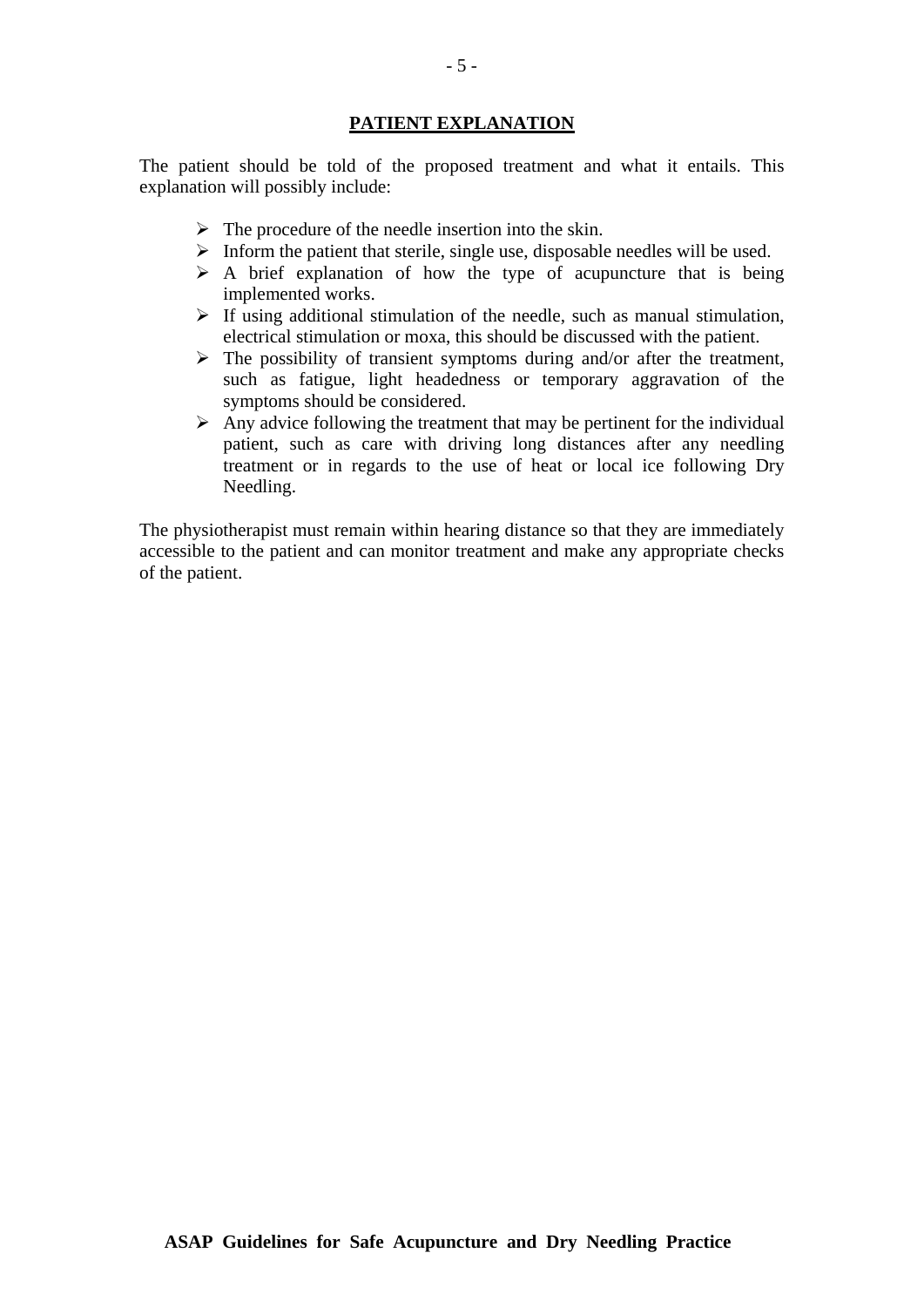## PATIENT EXPLANATION

The patient should be told of the proposed treatment and what it entails. This explanation will possibly include:

- The procedure of the needle insertion into the skin.
- Inform the patient that sterile, single use, disposable needles will be used.
- A brief explanation of how the type of acupuncture that is being implemented works.
- If using additional stimulation of the needle, such as manual stimulation, electrical stimulation or moxa, this should be discussed with the patient.
- The possibility of transient symptoms during and/or after the treatment, such as fatigue, light headedness or temporary aggravation of the symptoms should be considered.
- Any advice following the treatment that may be pertinent for the individual patient, such as care with driving long distances after any needling treatment or in regards to the use of heat or local ice following Dry Needling.

The physiotherapist must remain within hearing distance so that they are immediately accessible to the patient and can monitor treatment and make any appropriate checks of the patient.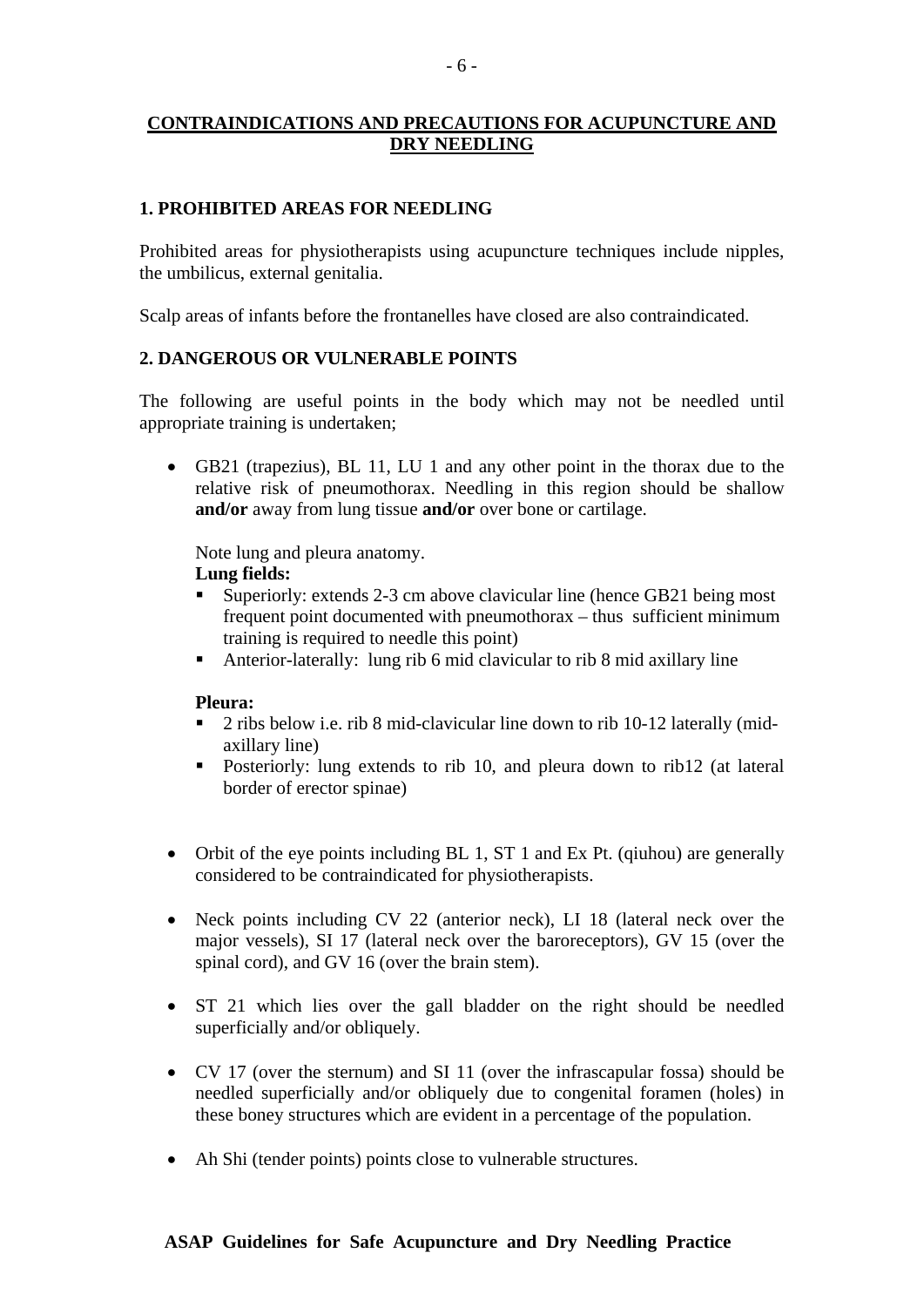## CONTRAINDICATIONS AND PRECAUTIONS FOR ACUPUNCTURE AND DRY NEEDLING

### 1. PROHIBITED AREAS FOR NEEDLING

Prohibited areas for physiotherapists using acupuncture techniques include nipples, the umbilicus, external genitalia.

Scalp areas of infants before the frontanelles have closed are also contraindicated.

### 2. DANGEROUS OR VULNERABLE POINTS

The following are useful points in the body which may not be needled until appropriate training is undertaken;

- GB21 (trapezius), BL 11, LU 1 and any other point in the thorax due to the relative risk of pneumothorax. Needling in this region should be shallow **and/or** away from lung tissue **and/or** over bone or cartilage.

  Note lung and pleura anatomy.

  **Lung fields:**

  - Superiorly: extends 2-3 cm above clavicular line (hence GB21 being most frequent point documented with pneumothorax – thus sufficient minimum training is required to needle this point)
  - Anterior-laterally: lung rib 6 mid clavicular to rib 8 mid axillary line

  **Pleura:**

  - 2 ribs below i.e. rib 8 mid-clavicular line down to rib 10-12 laterally (mid-axillary line)
  - Posteriorly: lung extends to rib 10, and pleura down to rib12 (at lateral border of erector spinae)

- Orbit of the eye points including BL 1, ST 1 and Ex Pt. (qiuhou) are generally considered to be contraindicated for physiotherapists.
- Neck points including CV 22 (anterior neck), LI 18 (lateral neck over the major vessels), SI 17 (lateral neck over the baroreceptors), GV 15 (over the spinal cord), and GV 16 (over the brain stem).
- ST 21 which lies over the gall bladder on the right should be needled superficially and/or obliquely.
- CV 17 (over the sternum) and SI 11 (over the infrascapular fossa) should be needled superficially and/or obliquely due to congenital foramen (holes) in these boney structures which are evident in a percentage of the population.
- Ah Shi (tender points) points close to vulnerable structures.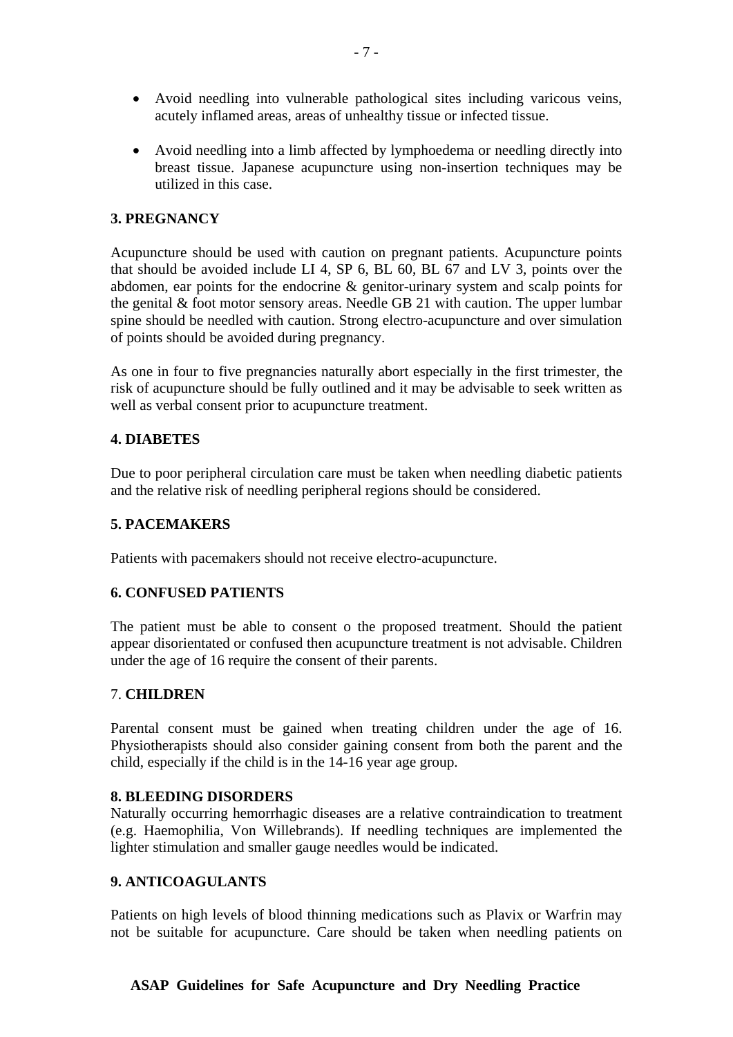- Avoid needling into vulnerable pathological sites including varicous veins, acutely inflamed areas, areas of unhealthy tissue or infected tissue.
- Avoid needling into a limb affected by lymphoedema or needling directly into breast tissue. Japanese acupuncture using non-insertion techniques may be utilized in this case.

**3. PREGNANCY**

Acupuncture should be used with caution on pregnant patients. Acupuncture points that should be avoided include LI 4, SP 6, BL 60, BL 67 and LV 3, points over the abdomen, ear points for the endocrine & genitor-urinary system and scalp points for the genital & foot motor sensory areas. Needle GB 21 with caution. The upper lumbar spine should be needled with caution. Strong electro-acupuncture and over simulation of points should be avoided during pregnancy.

As one in four to five pregnancies naturally abort especially in the first trimester, the risk of acupuncture should be fully outlined and it may be advisable to seek written as well as verbal consent prior to acupuncture treatment.

**4. DIABETES**

Due to poor peripheral circulation care must be taken when needling diabetic patients and the relative risk of needling peripheral regions should be considered.

**5. PACEMAKERS**

Patients with pacemakers should not receive electro-acupuncture.

**6. CONFUSED PATIENTS**

The patient must be able to consent o the proposed treatment. Should the patient appear disorientated or confused then acupuncture treatment is not advisable. Children under the age of 16 require the consent of their parents.

7. **CHILDREN**

Parental consent must be gained when treating children under the age of 16. Physiotherapists should also consider gaining consent from both the parent and the child, especially if the child is in the 14-16 year age group.

**8. BLEEDING DISORDERS**

Naturally occurring hemorrhagic diseases are a relative contraindication to treatment (e.g. Haemophilia, Von Willebrands). If needling techniques are implemented the lighter stimulation and smaller gauge needles would be indicated.

**9. ANTICOAGULANTS**

Patients on high levels of blood thinning medications such as Plavix or Warfrin may not be suitable for acupuncture. Care should be taken when needling patients on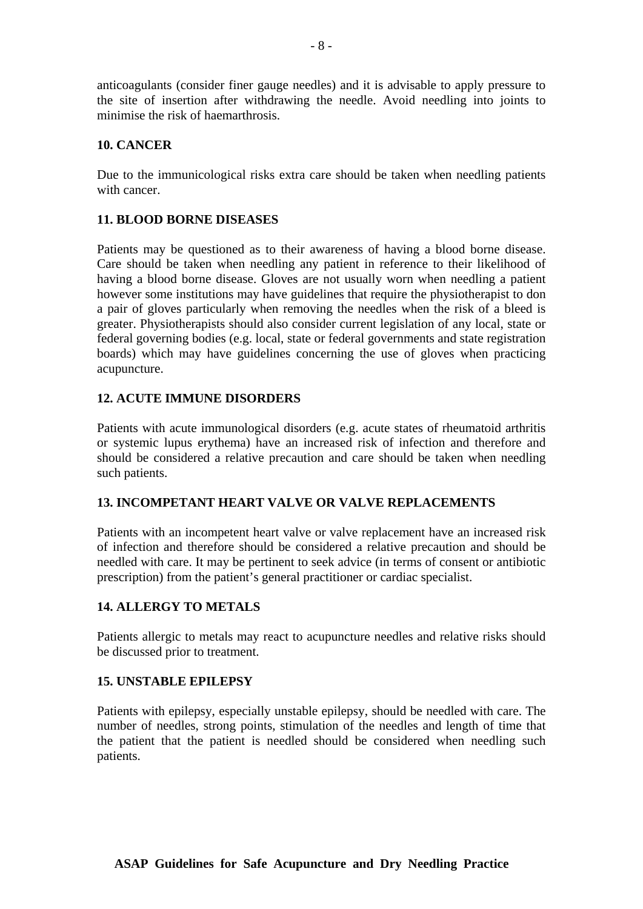anticoagulants (consider finer gauge needles) and it is advisable to apply pressure to the site of insertion after withdrawing the needle. Avoid needling into joints to minimise the risk of haemarthrosis.

### 10. CANCER

Due to the immunicological risks extra care should be taken when needling patients with cancer.

### 11. BLOOD BORNE DISEASES

Patients may be questioned as to their awareness of having a blood borne disease. Care should be taken when needling any patient in reference to their likelihood of having a blood borne disease. Gloves are not usually worn when needling a patient however some institutions may have guidelines that require the physiotherapist to don a pair of gloves particularly when removing the needles when the risk of a bleed is greater. Physiotherapists should also consider current legislation of any local, state or federal governing bodies (e.g. local, state or federal governments and state registration boards) which may have guidelines concerning the use of gloves when practicing acupuncture.

### 12. ACUTE IMMUNE DISORDERS

Patients with acute immunological disorders (e.g. acute states of rheumatoid arthritis or systemic lupus erythema) have an increased risk of infection and therefore and should be considered a relative precaution and care should be taken when needling such patients.

### 13. INCOMPETANT HEART VALVE OR VALVE REPLACEMENTS

Patients with an incompetent heart valve or valve replacement have an increased risk of infection and therefore should be considered a relative precaution and should be needled with care. It may be pertinent to seek advice (in terms of consent or antibiotic prescription) from the patient's general practitioner or cardiac specialist.

### 14. ALLERGY TO METALS

Patients allergic to metals may react to acupuncture needles and relative risks should be discussed prior to treatment.

### 15. UNSTABLE EPILEPSY

Patients with epilepsy, especially unstable epilepsy, should be needled with care. The number of needles, strong points, stimulation of the needles and length of time that the patient that the patient is needled should be considered when needling such patients.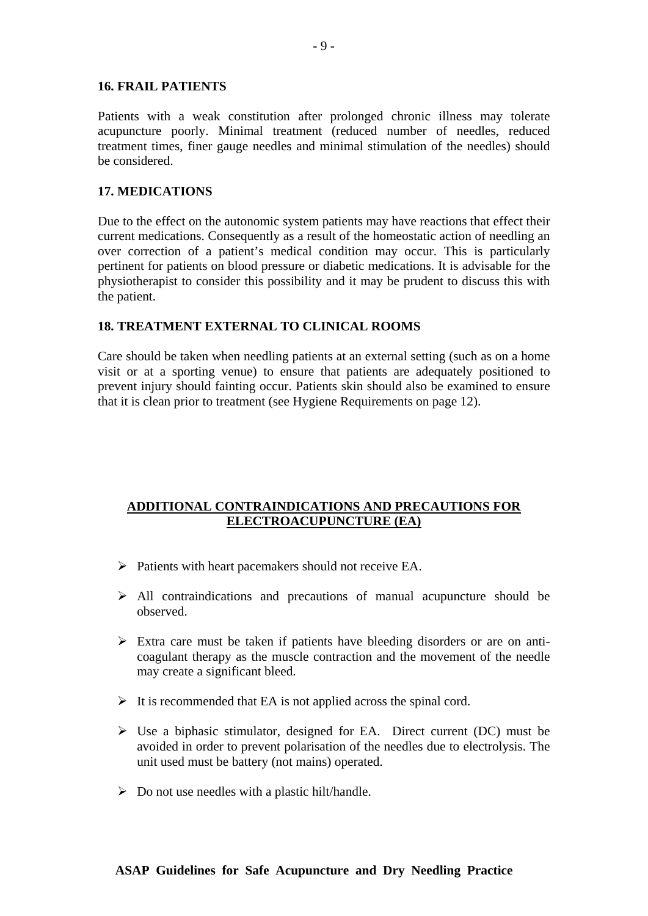## 16. FRAIL PATIENTS

Patients with a weak constitution after prolonged chronic illness may tolerate acupuncture poorly. Minimal treatment (reduced number of needles, reduced treatment times, finer gauge needles and minimal stimulation of the needles) should be considered.

## 17. MEDICATIONS

Due to the effect on the autonomic system patients may have reactions that effect their current medications. Consequently as a result of the homeostatic action of needling an over correction of a patient's medical condition may occur. This is particularly pertinent for patients on blood pressure or diabetic medications. It is advisable for the physiotherapist to consider this possibility and it may be prudent to discuss this with the patient.

## 18. TREATMENT EXTERNAL TO CLINICAL ROOMS

Care should be taken when needling patients at an external setting (such as on a home visit or at a sporting venue) to ensure that patients are adequately positioned to prevent injury should fainting occur. Patients skin should also be examined to ensure that it is clean prior to treatment (see Hygiene Requirements on page 12).

## ADDITIONAL CONTRAINDICATIONS AND PRECAUTIONS FOR ELECTROACUPUNCTURE (EA)

- Patients with heart pacemakers should not receive EA.
- All contraindications and precautions of manual acupuncture should be observed.
- Extra care must be taken if patients have bleeding disorders or are on anti-coagulant therapy as the muscle contraction and the movement of the needle may create a significant bleed.
- It is recommended that EA is not applied across the spinal cord.
- Use a biphasic stimulator, designed for EA. Direct current (DC) must be avoided in order to prevent polarisation of the needles due to electrolysis. The unit used must be battery (not mains) operated.
- Do not use needles with a plastic hilt/handle.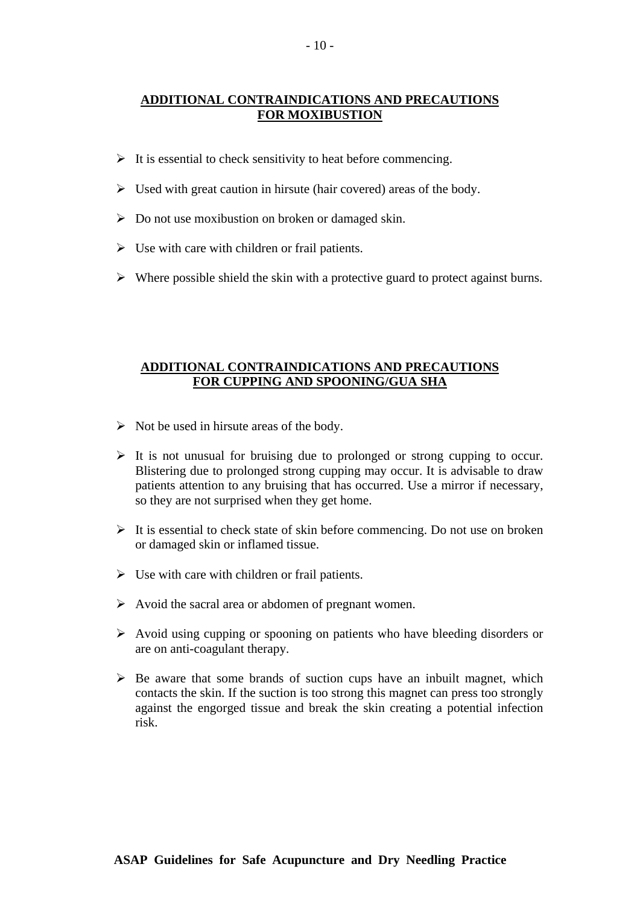## ADDITIONAL CONTRAINDICATIONS AND PRECAUTIONS FOR MOXIBUSTION

- It is essential to check sensitivity to heat before commencing.
- Used with great caution in hirsute (hair covered) areas of the body.
- Do not use moxibustion on broken or damaged skin.
- Use with care with children or frail patients.
- Where possible shield the skin with a protective guard to protect against burns.

## ADDITIONAL CONTRAINDICATIONS AND PRECAUTIONS FOR CUPPING AND SPOONING/GUA SHA

- Not be used in hirsute areas of the body.
- It is not unusual for bruising due to prolonged or strong cupping to occur. Blistering due to prolonged strong cupping may occur. It is advisable to draw patients attention to any bruising that has occurred. Use a mirror if necessary, so they are not surprised when they get home.
- It is essential to check state of skin before commencing. Do not use on broken or damaged skin or inflamed tissue.
- Use with care with children or frail patients.
- Avoid the sacral area or abdomen of pregnant women.
- Avoid using cupping or spooning on patients who have bleeding disorders or are on anti-coagulant therapy.
- Be aware that some brands of suction cups have an inbuilt magnet, which contacts the skin. If the suction is too strong this magnet can press too strongly against the engorged tissue and break the skin creating a potential infection risk.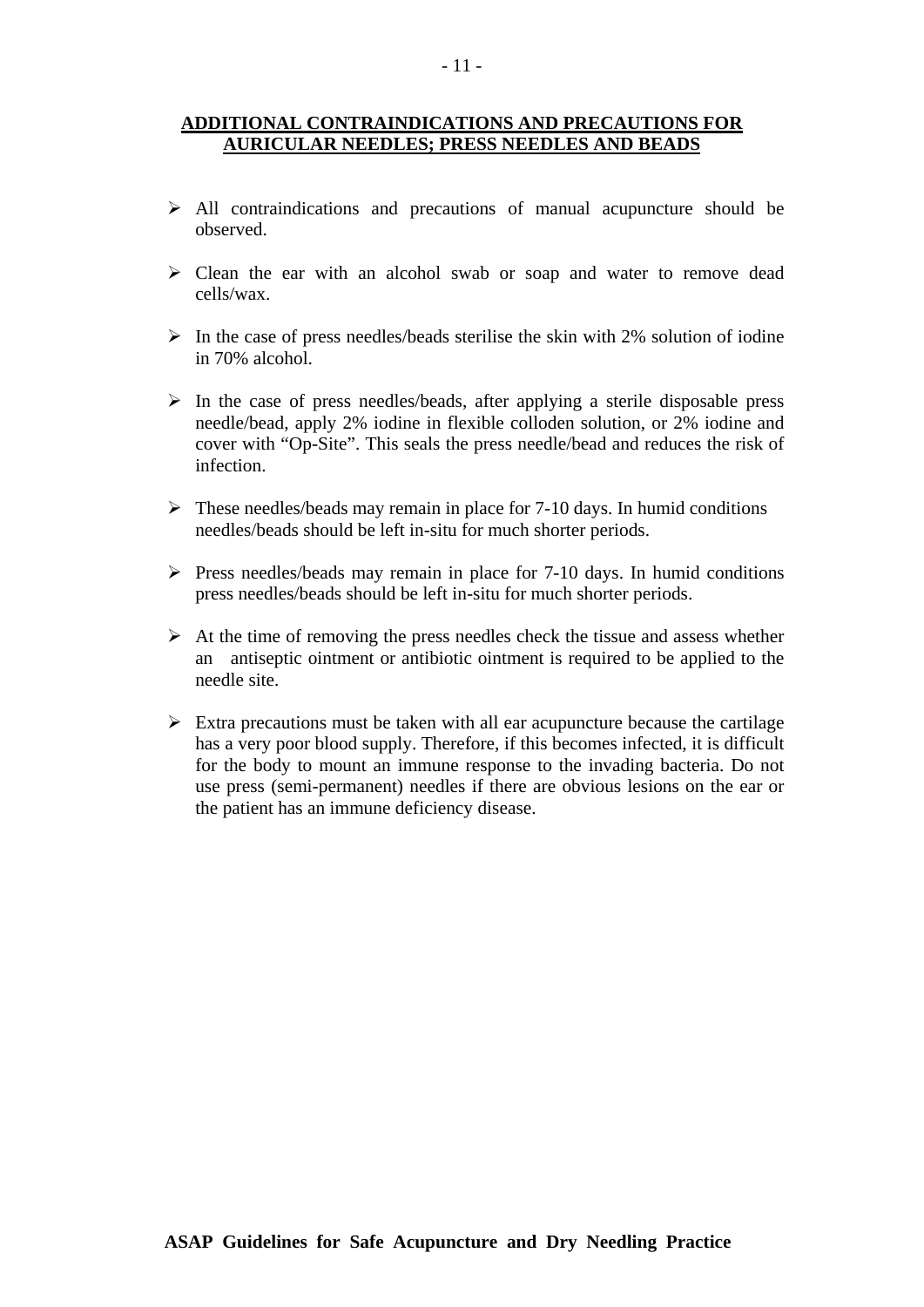## ADDITIONAL CONTRAINDICATIONS AND PRECAUTIONS FOR AURICULAR NEEDLES; PRESS NEEDLES AND BEADS

- All contraindications and precautions of manual acupuncture should be observed.
- Clean the ear with an alcohol swab or soap and water to remove dead cells/wax.
- In the case of press needles/beads sterilise the skin with 2% solution of iodine in 70% alcohol.
- In the case of press needles/beads, after applying a sterile disposable press needle/bead, apply 2% iodine in flexible colloden solution, or 2% iodine and cover with "Op-Site". This seals the press needle/bead and reduces the risk of infection.
- These needles/beads may remain in place for 7-10 days. In humid conditions needles/beads should be left in-situ for much shorter periods.
- Press needles/beads may remain in place for 7-10 days. In humid conditions press needles/beads should be left in-situ for much shorter periods.
- At the time of removing the press needles check the tissue and assess whether an antiseptic ointment or antibiotic ointment is required to be applied to the needle site.
- Extra precautions must be taken with all ear acupuncture because the cartilage has a very poor blood supply. Therefore, if this becomes infected, it is difficult for the body to mount an immune response to the invading bacteria. Do not use press (semi-permanent) needles if there are obvious lesions on the ear or the patient has an immune deficiency disease.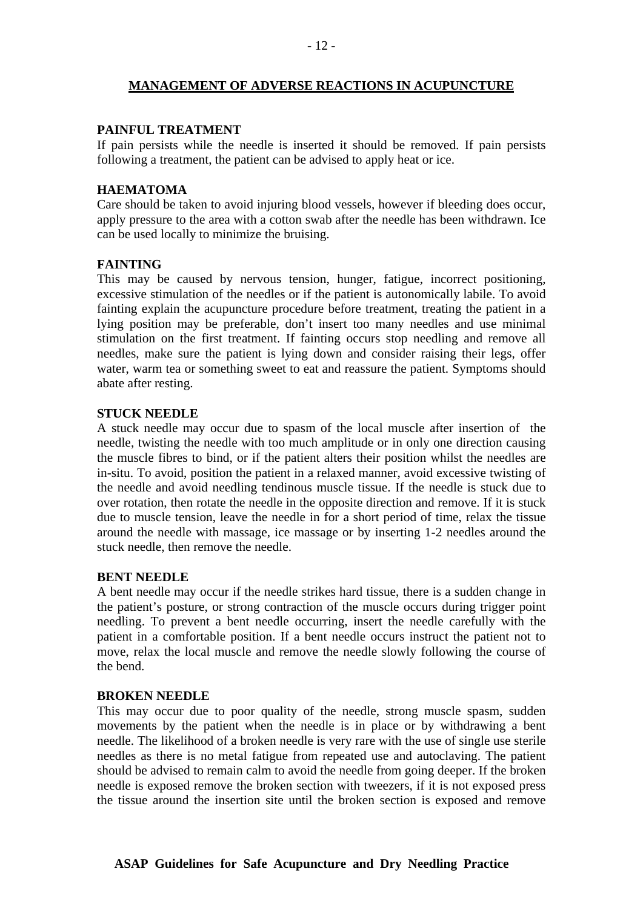## MANAGEMENT OF ADVERSE REACTIONS IN ACUPUNCTURE

### PAINFUL TREATMENT

If pain persists while the needle is inserted it should be removed. If pain persists following a treatment, the patient can be advised to apply heat or ice.

### HAEMATOMA

Care should be taken to avoid injuring blood vessels, however if bleeding does occur, apply pressure to the area with a cotton swab after the needle has been withdrawn. Ice can be used locally to minimize the bruising.

### FAINTING

This may be caused by nervous tension, hunger, fatigue, incorrect positioning, excessive stimulation of the needles or if the patient is autonomically labile. To avoid fainting explain the acupuncture procedure before treatment, treating the patient in a lying position may be preferable, don't insert too many needles and use minimal stimulation on the first treatment. If fainting occurs stop needling and remove all needles, make sure the patient is lying down and consider raising their legs, offer water, warm tea or something sweet to eat and reassure the patient. Symptoms should abate after resting.

### STUCK NEEDLE

A stuck needle may occur due to spasm of the local muscle after insertion of the needle, twisting the needle with too much amplitude or in only one direction causing the muscle fibres to bind, or if the patient alters their position whilst the needles are in-situ. To avoid, position the patient in a relaxed manner, avoid excessive twisting of the needle and avoid needling tendinous muscle tissue. If the needle is stuck due to over rotation, then rotate the needle in the opposite direction and remove. If it is stuck due to muscle tension, leave the needle in for a short period of time, relax the tissue around the needle with massage, ice massage or by inserting 1-2 needles around the stuck needle, then remove the needle.

### BENT NEEDLE

A bent needle may occur if the needle strikes hard tissue, there is a sudden change in the patient's posture, or strong contraction of the muscle occurs during trigger point needling. To prevent a bent needle occurring, insert the needle carefully with the patient in a comfortable position. If a bent needle occurs instruct the patient not to move, relax the local muscle and remove the needle slowly following the course of the bend.

### BROKEN NEEDLE

This may occur due to poor quality of the needle, strong muscle spasm, sudden movements by the patient when the needle is in place or by withdrawing a bent needle. The likelihood of a broken needle is very rare with the use of single use sterile needles as there is no metal fatigue from repeated use and autoclaving. The patient should be advised to remain calm to avoid the needle from going deeper. If the broken needle is exposed remove the broken section with tweezers, if it is not exposed press the tissue around the insertion site until the broken section is exposed and remove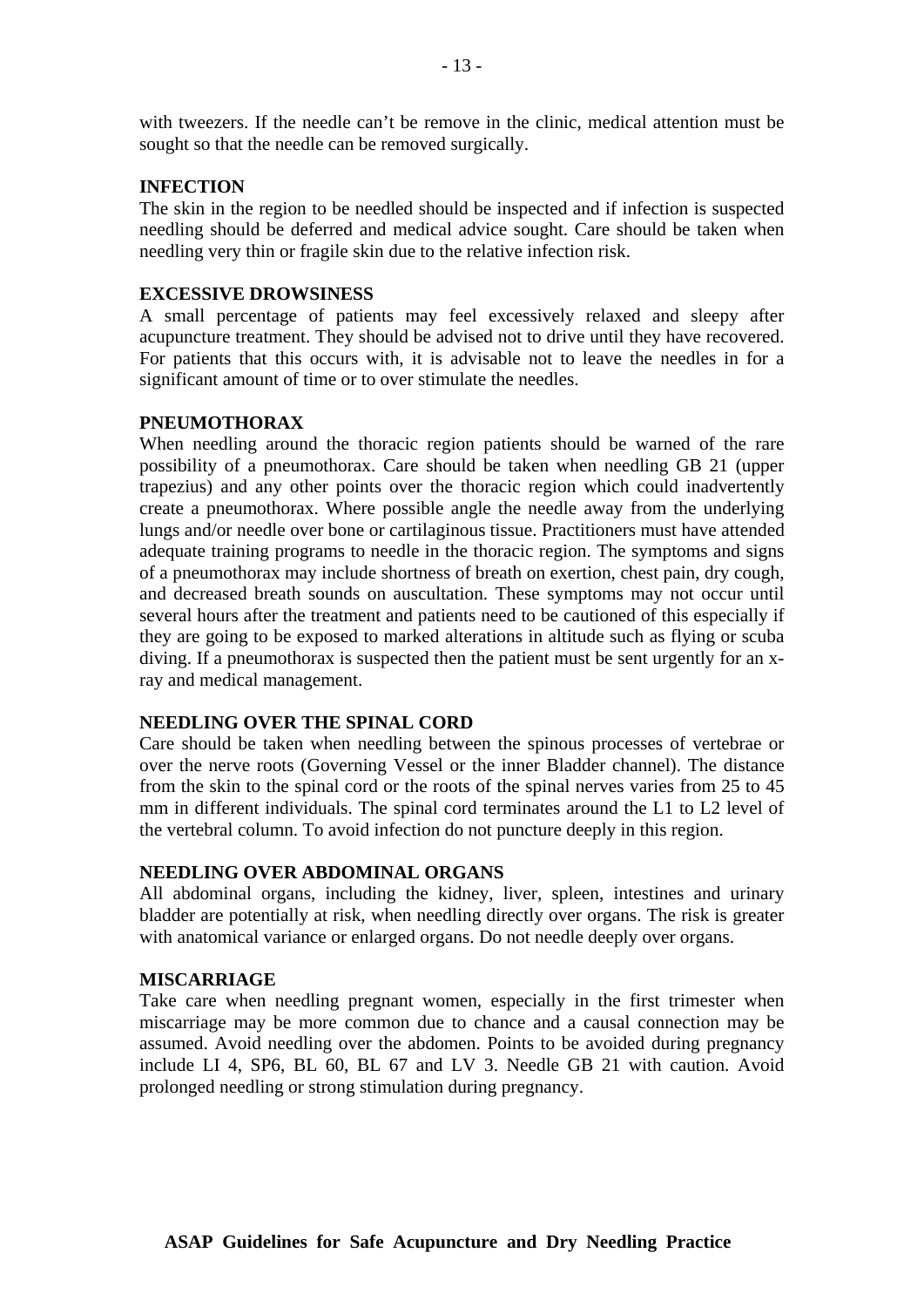with tweezers. If the needle can't be remove in the clinic, medical attention must be sought so that the needle can be removed surgically.

**INFECTION**

The skin in the region to be needled should be inspected and if infection is suspected needling should be deferred and medical advice sought. Care should be taken when needling very thin or fragile skin due to the relative infection risk.

**EXCESSIVE DROWSINESS**

A small percentage of patients may feel excessively relaxed and sleepy after acupuncture treatment. They should be advised not to drive until they have recovered. For patients that this occurs with, it is advisable not to leave the needles in for a significant amount of time or to over stimulate the needles.

**PNEUMOTHORAX**

When needling around the thoracic region patients should be warned of the rare possibility of a pneumothorax. Care should be taken when needling GB 21 (upper trapezius) and any other points over the thoracic region which could inadvertently create a pneumothorax. Where possible angle the needle away from the underlying lungs and/or needle over bone or cartilaginous tissue. Practitioners must have attended adequate training programs to needle in the thoracic region. The symptoms and signs of a pneumothorax may include shortness of breath on exertion, chest pain, dry cough, and decreased breath sounds on auscultation. These symptoms may not occur until several hours after the treatment and patients need to be cautioned of this especially if they are going to be exposed to marked alterations in altitude such as flying or scuba diving. If a pneumothorax is suspected then the patient must be sent urgently for an x-ray and medical management.

**NEEDLING OVER THE SPINAL CORD**

Care should be taken when needling between the spinous processes of vertebrae or over the nerve roots (Governing Vessel or the inner Bladder channel). The distance from the skin to the spinal cord or the roots of the spinal nerves varies from 25 to 45 mm in different individuals. The spinal cord terminates around the L1 to L2 level of the vertebral column. To avoid infection do not puncture deeply in this region.

**NEEDLING OVER ABDOMINAL ORGANS**

All abdominal organs, including the kidney, liver, spleen, intestines and urinary bladder are potentially at risk, when needling directly over organs. The risk is greater with anatomical variance or enlarged organs. Do not needle deeply over organs.

**MISCARRIAGE**

Take care when needling pregnant women, especially in the first trimester when miscarriage may be more common due to chance and a causal connection may be assumed. Avoid needling over the abdomen. Points to be avoided during pregnancy include LI 4, SP6, BL 60, BL 67 and LV 3. Needle GB 21 with caution. Avoid prolonged needling or strong stimulation during pregnancy.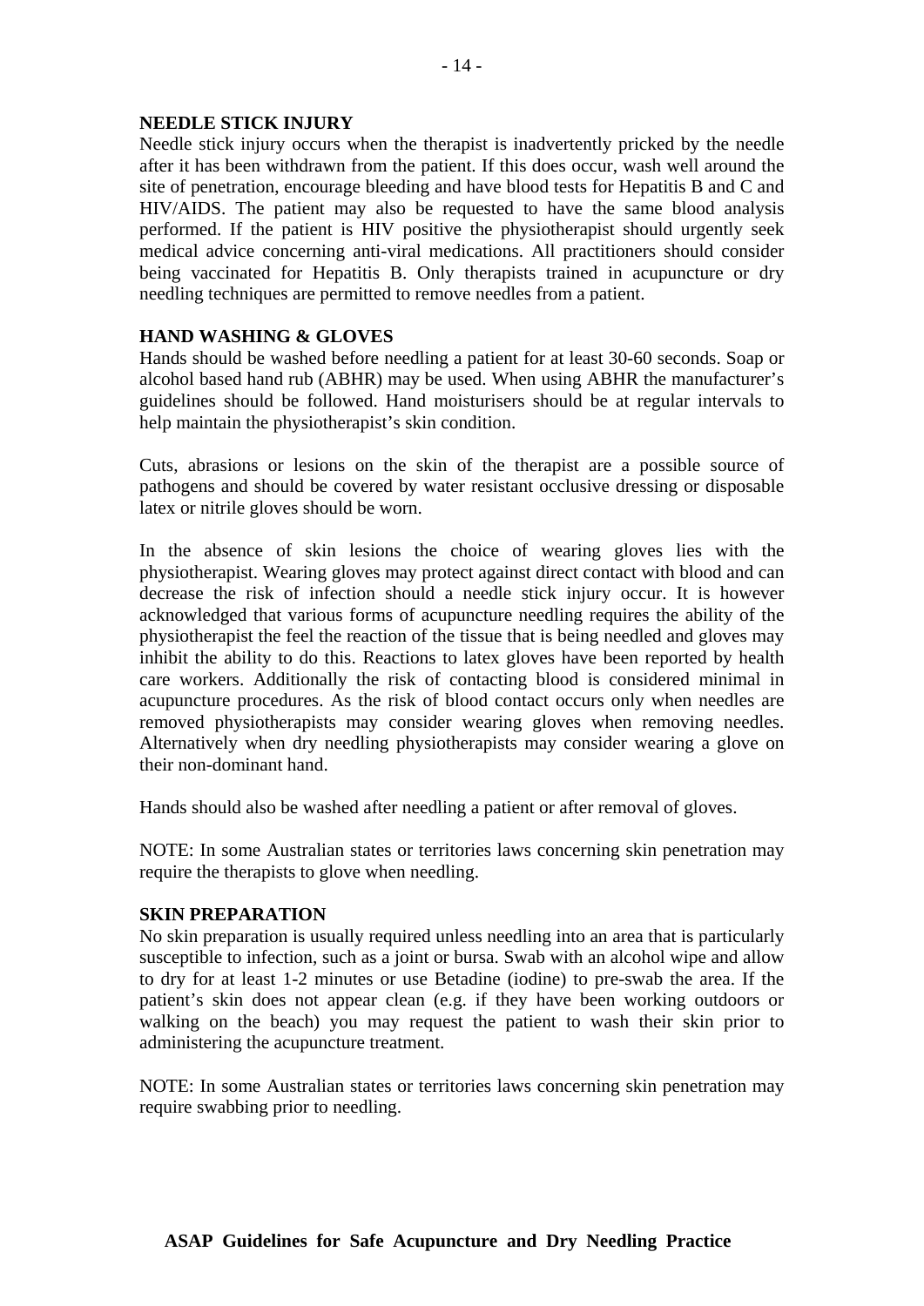## NEEDLE STICK INJURY

Needle stick injury occurs when the therapist is inadvertently pricked by the needle after it has been withdrawn from the patient. If this does occur, wash well around the site of penetration, encourage bleeding and have blood tests for Hepatitis B and C and HIV/AIDS. The patient may also be requested to have the same blood analysis performed. If the patient is HIV positive the physiotherapist should urgently seek medical advice concerning anti-viral medications. All practitioners should consider being vaccinated for Hepatitis B. Only therapists trained in acupuncture or dry needling techniques are permitted to remove needles from a patient.

## HAND WASHING & GLOVES

Hands should be washed before needling a patient for at least 30-60 seconds. Soap or alcohol based hand rub (ABHR) may be used. When using ABHR the manufacturer's guidelines should be followed. Hand moisturisers should be at regular intervals to help maintain the physiotherapist's skin condition.

Cuts, abrasions or lesions on the skin of the therapist are a possible source of pathogens and should be covered by water resistant occlusive dressing or disposable latex or nitrile gloves should be worn.

In the absence of skin lesions the choice of wearing gloves lies with the physiotherapist. Wearing gloves may protect against direct contact with blood and can decrease the risk of infection should a needle stick injury occur. It is however acknowledged that various forms of acupuncture needling requires the ability of the physiotherapist the feel the reaction of the tissue that is being needled and gloves may inhibit the ability to do this. Reactions to latex gloves have been reported by health care workers. Additionally the risk of contacting blood is considered minimal in acupuncture procedures. As the risk of blood contact occurs only when needles are removed physiotherapists may consider wearing gloves when removing needles. Alternatively when dry needling physiotherapists may consider wearing a glove on their non-dominant hand.

Hands should also be washed after needling a patient or after removal of gloves.

NOTE: In some Australian states or territories laws concerning skin penetration may require the therapists to glove when needling.

## SKIN PREPARATION

No skin preparation is usually required unless needling into an area that is particularly susceptible to infection, such as a joint or bursa. Swab with an alcohol wipe and allow to dry for at least 1-2 minutes or use Betadine (iodine) to pre-swab the area. If the patient's skin does not appear clean (e.g. if they have been working outdoors or walking on the beach) you may request the patient to wash their skin prior to administering the acupuncture treatment.

NOTE: In some Australian states or territories laws concerning skin penetration may require swabbing prior to needling.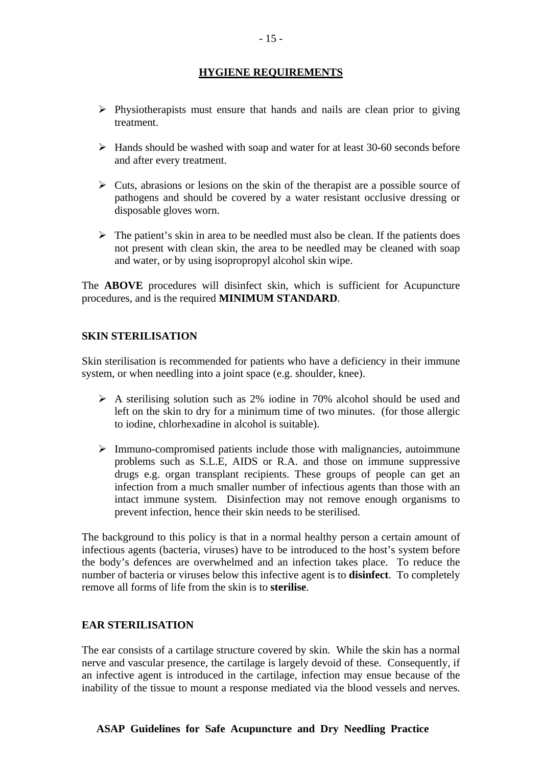## HYGIENE REQUIREMENTS

- Physiotherapists must ensure that hands and nails are clean prior to giving treatment.
- Hands should be washed with soap and water for at least 30-60 seconds before and after every treatment.
- Cuts, abrasions or lesions on the skin of the therapist are a possible source of pathogens and should be covered by a water resistant occlusive dressing or disposable gloves worn.
- The patient's skin in area to be needled must also be clean. If the patients does not present with clean skin, the area to be needled may be cleaned with soap and water, or by using isopropropyl alcohol skin wipe.

The **ABOVE** procedures will disinfect skin, which is sufficient for Acupuncture procedures, and is the required **MINIMUM STANDARD**.

### SKIN STERILISATION

Skin sterilisation is recommended for patients who have a deficiency in their immune system, or when needling into a joint space (e.g. shoulder, knee).

- A sterilising solution such as 2% iodine in 70% alcohol should be used and left on the skin to dry for a minimum time of two minutes. (for those allergic to iodine, chlorhexadine in alcohol is suitable).
- Immuno-compromised patients include those with malignancies, autoimmune problems such as S.L.E, AIDS or R.A. and those on immune suppressive drugs e.g. organ transplant recipients. These groups of people can get an infection from a much smaller number of infectious agents than those with an intact immune system. Disinfection may not remove enough organisms to prevent infection, hence their skin needs to be sterilised.

The background to this policy is that in a normal healthy person a certain amount of infectious agents (bacteria, viruses) have to be introduced to the host's system before the body's defences are overwhelmed and an infection takes place. To reduce the number of bacteria or viruses below this infective agent is to **disinfect**. To completely remove all forms of life from the skin is to **sterilise**.

### EAR STERILISATION

The ear consists of a cartilage structure covered by skin. While the skin has a normal nerve and vascular presence, the cartilage is largely devoid of these. Consequently, if an infective agent is introduced in the cartilage, infection may ensue because of the inability of the tissue to mount a response mediated via the blood vessels and nerves.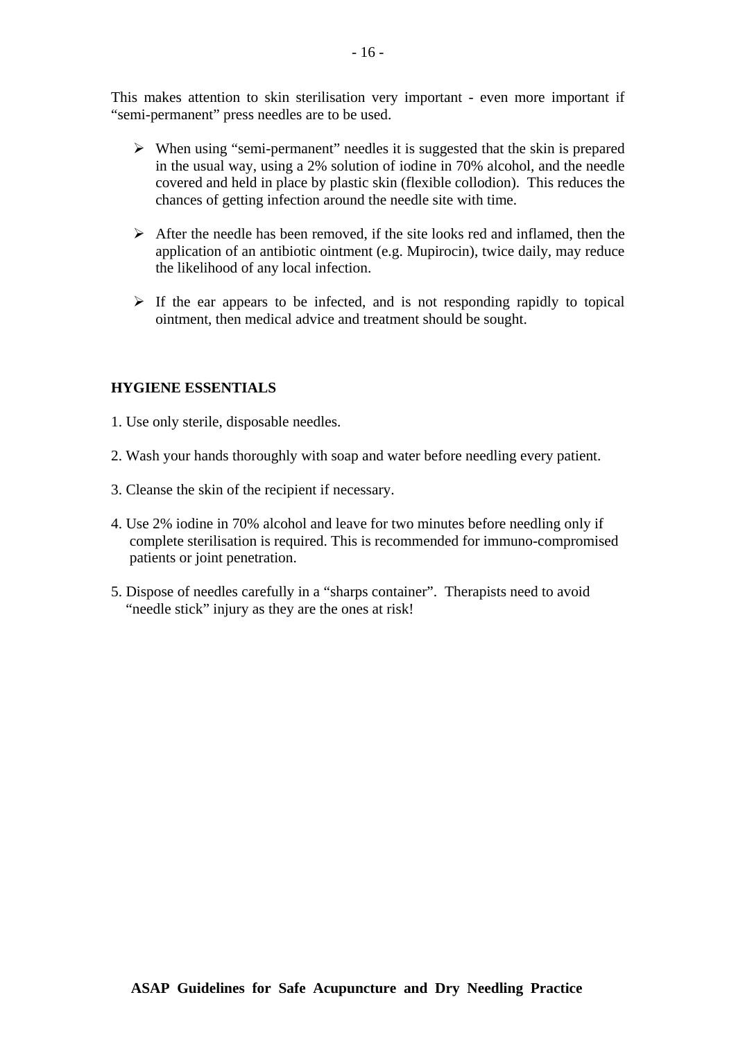This makes attention to skin sterilisation very important - even more important if "semi-permanent" press needles are to be used.

- When using "semi-permanent" needles it is suggested that the skin is prepared in the usual way, using a 2% solution of iodine in 70% alcohol, and the needle covered and held in place by plastic skin (flexible collodion). This reduces the chances of getting infection around the needle site with time.
- After the needle has been removed, if the site looks red and inflamed, then the application of an antibiotic ointment (e.g. Mupirocin), twice daily, may reduce the likelihood of any local infection.
- If the ear appears to be infected, and is not responding rapidly to topical ointment, then medical advice and treatment should be sought.

**HYGIENE ESSENTIALS**

1. Use only sterile, disposable needles.
2. Wash your hands thoroughly with soap and water before needling every patient.
3. Cleanse the skin of the recipient if necessary.
4. Use 2% iodine in 70% alcohol and leave for two minutes before needling only if complete sterilisation is required. This is recommended for immuno-compromised patients or joint penetration.
5. Dispose of needles carefully in a "sharps container". Therapists need to avoid "needle stick" injury as they are the ones at risk!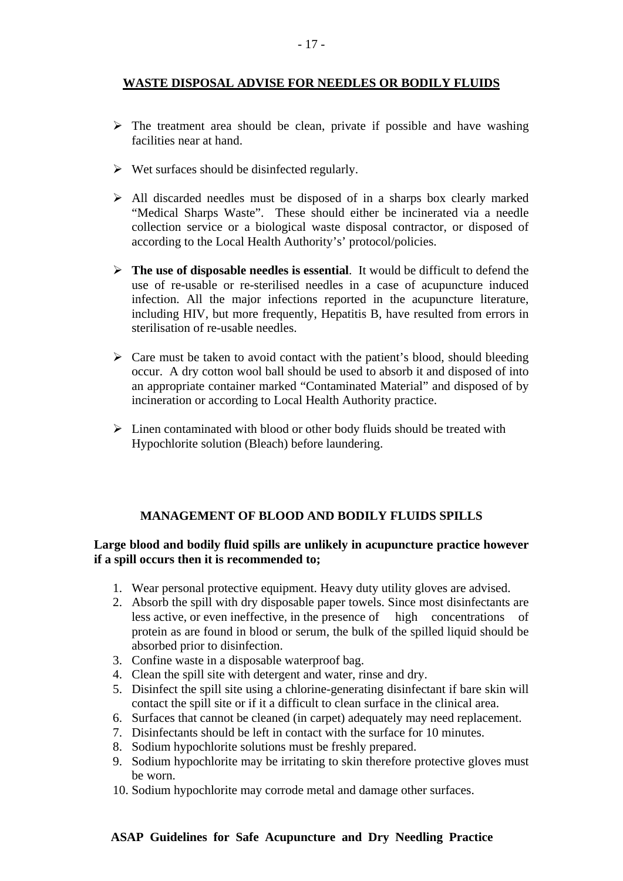## WASTE DISPOSAL ADVISE FOR NEEDLES OR BODILY FLUIDS

- The treatment area should be clean, private if possible and have washing facilities near at hand.
- Wet surfaces should be disinfected regularly.
- All discarded needles must be disposed of in a sharps box clearly marked "Medical Sharps Waste". These should either be incinerated via a needle collection service or a biological waste disposal contractor, or disposed of according to the Local Health Authority's' protocol/policies.
- **The use of disposable needles is essential**. It would be difficult to defend the use of re-usable or re-sterilised needles in a case of acupuncture induced infection. All the major infections reported in the acupuncture literature, including HIV, but more frequently, Hepatitis B, have resulted from errors in sterilisation of re-usable needles.
- Care must be taken to avoid contact with the patient's blood, should bleeding occur. A dry cotton wool ball should be used to absorb it and disposed of into an appropriate container marked "Contaminated Material" and disposed of by incineration or according to Local Health Authority practice.
- Linen contaminated with blood or other body fluids should be treated with Hypochlorite solution (Bleach) before laundering.

### MANAGEMENT OF BLOOD AND BODILY FLUIDS SPILLS

**Large blood and bodily fluid spills are unlikely in acupuncture practice however if a spill occurs then it is recommended to;**

1. Wear personal protective equipment. Heavy duty utility gloves are advised.
2. Absorb the spill with dry disposable paper towels. Since most disinfectants are less active, or even ineffective, in the presence of high concentrations of protein as are found in blood or serum, the bulk of the spilled liquid should be absorbed prior to disinfection.
3. Confine waste in a disposable waterproof bag.
4. Clean the spill site with detergent and water, rinse and dry.
5. Disinfect the spill site using a chlorine-generating disinfectant if bare skin will contact the spill site or if it a difficult to clean surface in the clinical area.
6. Surfaces that cannot be cleaned (in carpet) adequately may need replacement.
7. Disinfectants should be left in contact with the surface for 10 minutes.
8. Sodium hypochlorite solutions must be freshly prepared.
9. Sodium hypochlorite may be irritating to skin therefore protective gloves must be worn.
10. Sodium hypochlorite may corrode metal and damage other surfaces.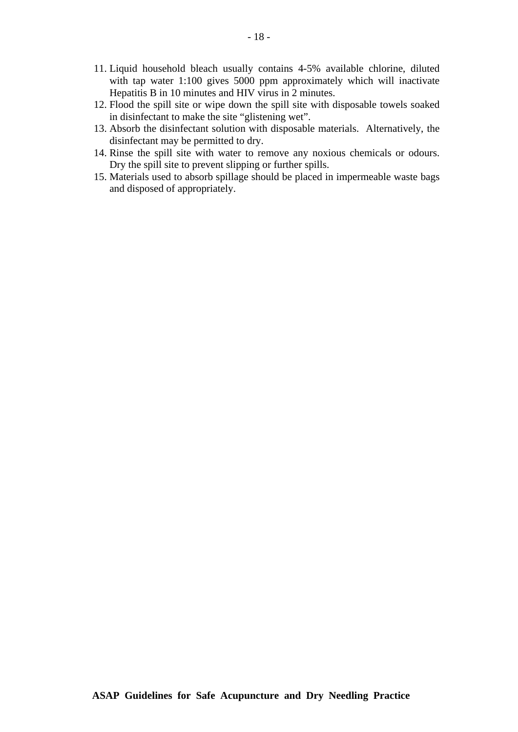11. Liquid household bleach usually contains 4-5% available chlorine, diluted with tap water 1:100 gives 5000 ppm approximately which will inactivate Hepatitis B in 10 minutes and HIV virus in 2 minutes.
12. Flood the spill site or wipe down the spill site with disposable towels soaked in disinfectant to make the site "glistening wet".
13. Absorb the disinfectant solution with disposable materials. Alternatively, the disinfectant may be permitted to dry.
14. Rinse the spill site with water to remove any noxious chemicals or odours. Dry the spill site to prevent slipping or further spills.
15. Materials used to absorb spillage should be placed in impermeable waste bags and disposed of appropriately.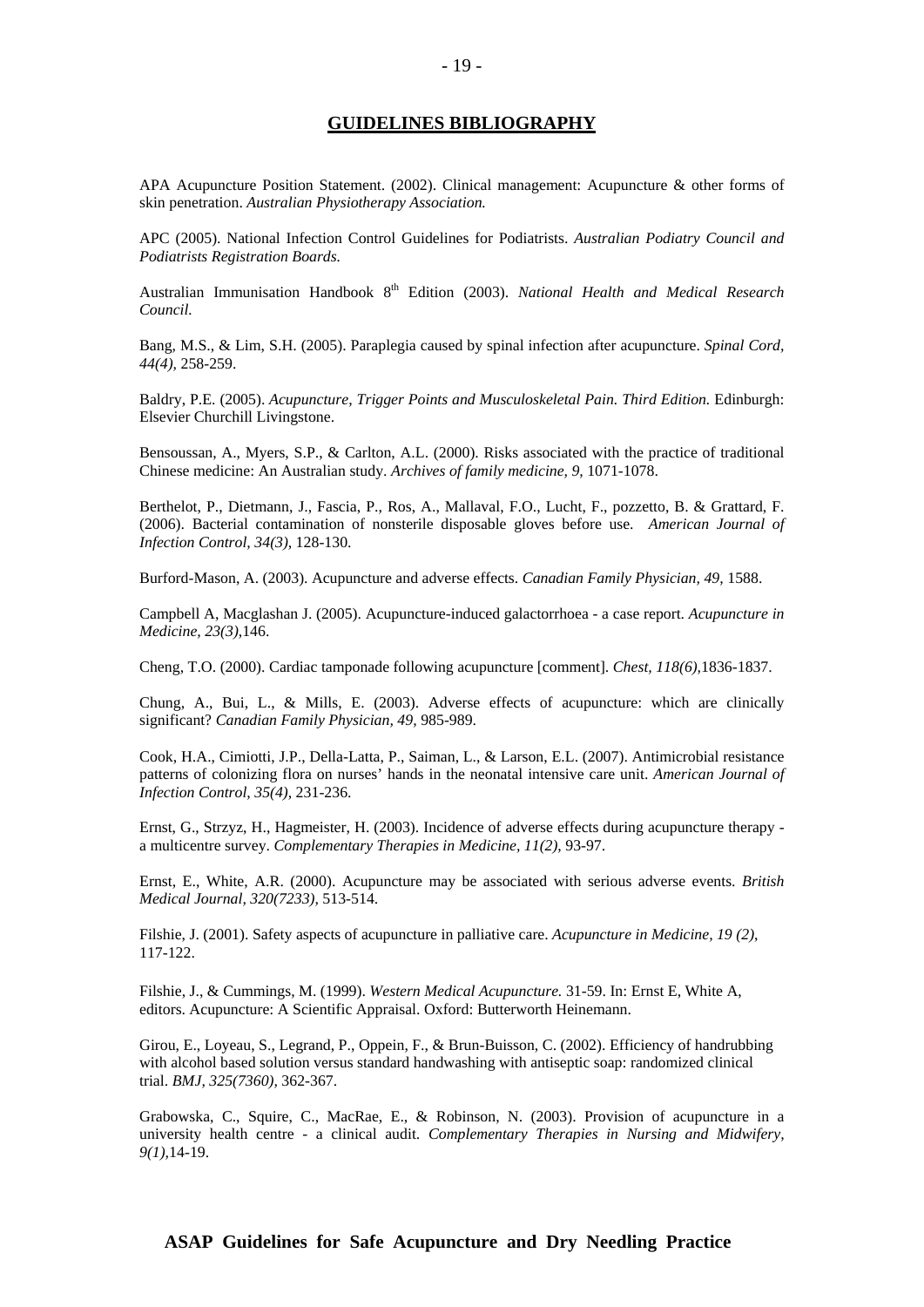## GUIDELINES BIBLIOGRAPHY

APA Acupuncture Position Statement. (2002). Clinical management: Acupuncture & other forms of skin penetration. *Australian Physiotherapy Association.*

APC (2005). National Infection Control Guidelines for Podiatrists. *Australian Podiatry Council and Podiatrists Registration Boards.*

Australian Immunisation Handbook 8th Edition (2003). *National Health and Medical Research Council.*

Bang, M.S., & Lim, S.H. (2005). Paraplegia caused by spinal infection after acupuncture. *Spinal Cord, 44(4),* 258-259.

Baldry, P.E. (2005). *Acupuncture, Trigger Points and Musculoskeletal Pain. Third Edition.* Edinburgh: Elsevier Churchill Livingstone.

Bensoussan, A., Myers, S.P., & Carlton, A.L. (2000). Risks associated with the practice of traditional Chinese medicine: An Australian study. *Archives of family medicine, 9,* 1071-1078.

Berthelot, P., Dietmann, J., Fascia, P., Ros, A., Mallaval, F.O., Lucht, F., pozzetto, B. & Grattard, F. (2006). Bacterial contamination of nonsterile disposable gloves before use. *American Journal of Infection Control, 34(3),* 128-130.

Burford-Mason, A. (2003). Acupuncture and adverse effects. *Canadian Family Physician, 49,* 1588.

Campbell A, Macglashan J. (2005). Acupuncture-induced galactorrhoea - a case report. *Acupuncture in Medicine, 23(3),*146.

Cheng, T.O. (2000). Cardiac tamponade following acupuncture [comment]. *Chest, 118(6),*1836-1837.

Chung, A., Bui, L., & Mills, E. (2003). Adverse effects of acupuncture: which are clinically significant? *Canadian Family Physician, 49,* 985-989.

Cook, H.A., Cimiotti, J.P., Della-Latta, P., Saiman, L., & Larson, E.L. (2007). Antimicrobial resistance patterns of colonizing flora on nurses' hands in the neonatal intensive care unit. *American Journal of Infection Control, 35(4),* 231-236.

Ernst, G., Strzyz, H., Hagmeister, H. (2003). Incidence of adverse effects during acupuncture therapy - a multicentre survey. *Complementary Therapies in Medicine, 11(2),* 93-97.

Ernst, E., White, A.R. (2000). Acupuncture may be associated with serious adverse events. *British Medical Journal, 320(7233),* 513-514.

Filshie, J. (2001). Safety aspects of acupuncture in palliative care. *Acupuncture in Medicine, 19 (2),* 117-122.

Filshie, J., & Cummings, M. (1999). *Western Medical Acupuncture.* 31-59. In: Ernst E, White A, editors. Acupuncture: A Scientific Appraisal. Oxford: Butterworth Heinemann.

Girou, E., Loyeau, S., Legrand, P., Oppein, F., & Brun-Buisson, C. (2002). Efficiency of handrubbing with alcohol based solution versus standard handwashing with antiseptic soap: randomized clinical trial. *BMJ, 325(7360),* 362-367.

Grabowska, C., Squire, C., MacRae, E., & Robinson, N. (2003). Provision of acupuncture in a university health centre - a clinical audit. *Complementary Therapies in Nursing and Midwifery, 9(1),*14-19.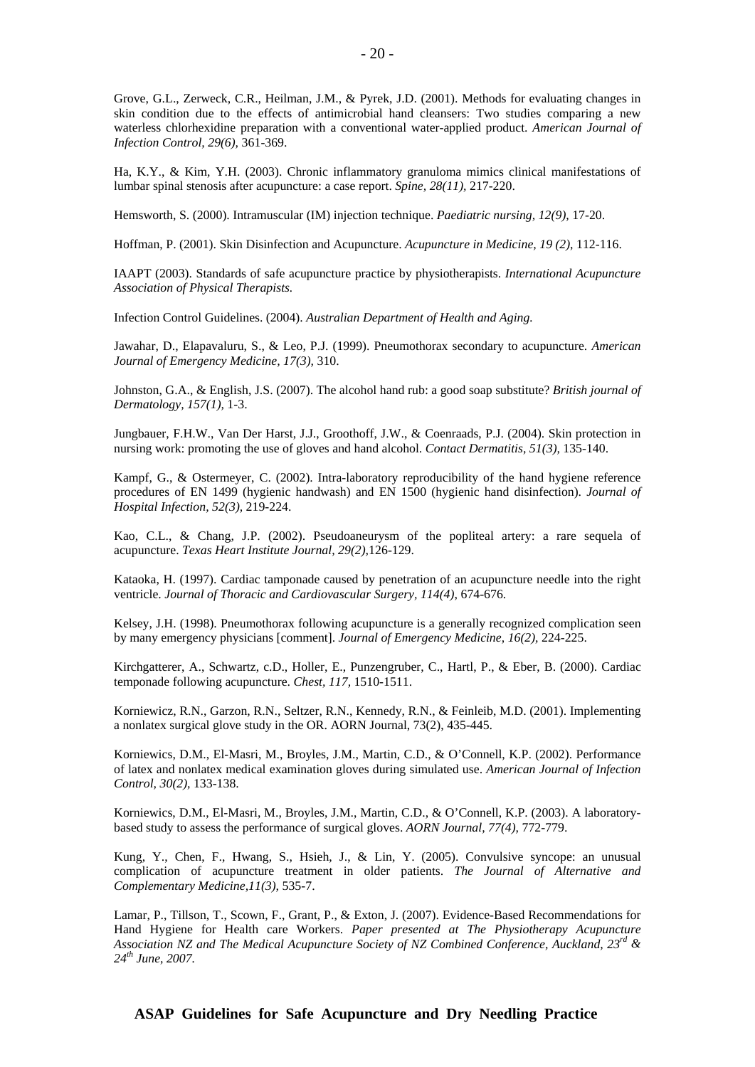Grove, G.L., Zerweck, C.R., Heilman, J.M., & Pyrek, J.D. (2001). Methods for evaluating changes in skin condition due to the effects of antimicrobial hand cleansers: Two studies comparing a new waterless chlorhexidine preparation with a conventional water-applied product. *American Journal of Infection Control, 29(6),* 361-369.

Ha, K.Y., & Kim, Y.H. (2003). Chronic inflammatory granuloma mimics clinical manifestations of lumbar spinal stenosis after acupuncture: a case report. *Spine, 28(11),* 217-220.

Hemsworth, S. (2000). Intramuscular (IM) injection technique. *Paediatric nursing, 12(9),* 17-20.

Hoffman, P. (2001). Skin Disinfection and Acupuncture. *Acupuncture in Medicine, 19 (2)*, 112-116.

IAAPT (2003). Standards of safe acupuncture practice by physiotherapists. *International Acupuncture Association of Physical Therapists.*

Infection Control Guidelines. (2004). *Australian Department of Health and Aging.*

Jawahar, D., Elapavaluru, S., & Leo, P.J. (1999). Pneumothorax secondary to acupuncture. *American Journal of Emergency Medicine, 17(3),* 310.

Johnston, G.A., & English, J.S. (2007). The alcohol hand rub: a good soap substitute? *British journal of Dermatology, 157(1),* 1-3.

Jungbauer, F.H.W., Van Der Harst, J.J., Groothoff, J.W., & Coenraads, P.J. (2004). Skin protection in nursing work: promoting the use of gloves and hand alcohol. *Contact Dermatitis, 51(3),* 135-140.

Kampf, G., & Ostermeyer, C. (2002). Intra-laboratory reproducibility of the hand hygiene reference procedures of EN 1499 (hygienic handwash) and EN 1500 (hygienic hand disinfection). *Journal of Hospital Infection, 52(3),* 219-224.

Kao, C.L., & Chang, J.P. (2002). Pseudoaneurysm of the popliteal artery: a rare sequela of acupuncture. *Texas Heart Institute Journal, 29(2),*126-129.

Kataoka, H. (1997). Cardiac tamponade caused by penetration of an acupuncture needle into the right ventricle. *Journal of Thoracic and Cardiovascular Surgery, 114(4)*, 674-676.

Kelsey, J.H. (1998). Pneumothorax following acupuncture is a generally recognized complication seen by many emergency physicians [comment]. *Journal of Emergency Medicine, 16(2),* 224-225.

Kirchgatterer, A., Schwartz, c.D., Holler, E., Punzengruber, C., Hartl, P., & Eber, B. (2000). Cardiac temponade following acupuncture. *Chest, 117,* 1510-1511.

Korniewicz, R.N., Garzon, R.N., Seltzer, R.N., Kennedy, R.N., & Feinleib, M.D. (2001). Implementing a nonlatex surgical glove study in the OR. AORN Journal, 73(2), 435-445.

Korniewics, D.M., El-Masri, M., Broyles, J.M., Martin, C.D., & O'Connell, K.P. (2002). Performance of latex and nonlatex medical examination gloves during simulated use. *American Journal of Infection Control, 30(2),* 133-138.

Korniewics, D.M., El-Masri, M., Broyles, J.M., Martin, C.D., & O'Connell, K.P. (2003). A laboratory-based study to assess the performance of surgical gloves. *AORN Journal, 77(4),* 772-779.

Kung, Y., Chen, F., Hwang, S., Hsieh, J., & Lin, Y. (2005). Convulsive syncope: an unusual complication of acupuncture treatment in older patients. *The Journal of Alternative and Complementary Medicine,11(3),* 535-7.

Lamar, P., Tillson, T., Scown, F., Grant, P., & Exton, J. (2007). Evidence-Based Recommendations for Hand Hygiene for Health care Workers. *Paper presented at The Physiotherapy Acupuncture Association NZ and The Medical Acupuncture Society of NZ Combined Conference, Auckland, 23rd & 24th June, 2007.*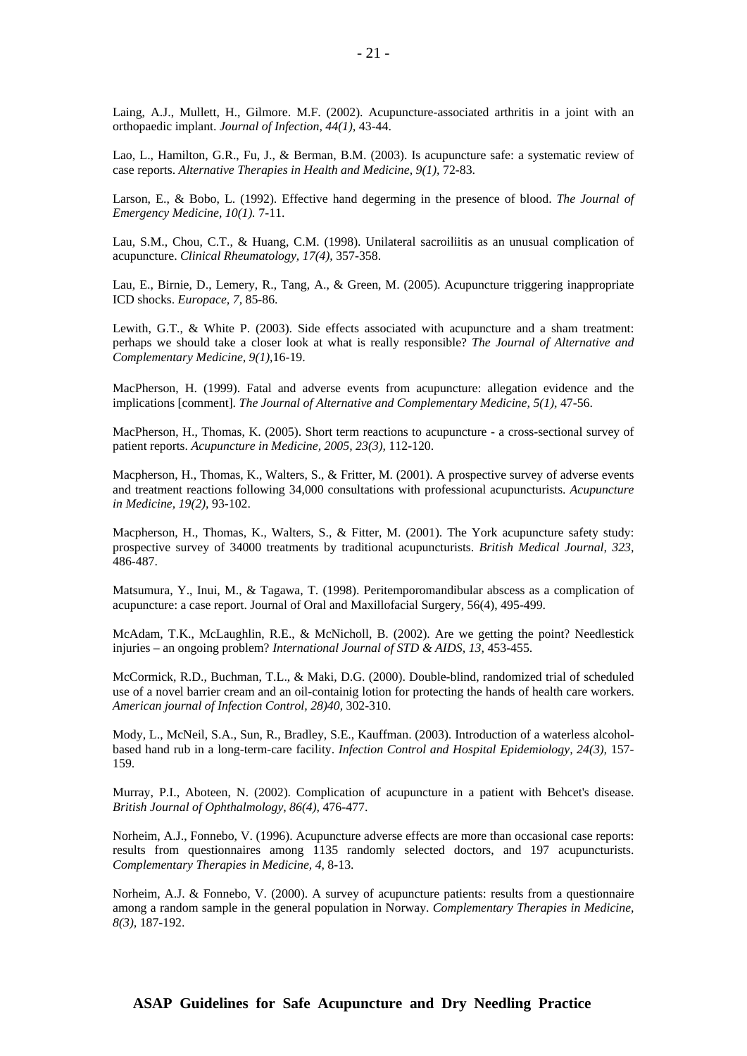Laing, A.J., Mullett, H., Gilmore. M.F. (2002). Acupuncture-associated arthritis in a joint with an orthopaedic implant. *Journal of Infection, 44(1)*, 43-44.

Lao, L., Hamilton, G.R., Fu, J., & Berman, B.M. (2003). Is acupuncture safe: a systematic review of case reports. *Alternative Therapies in Health and Medicine, 9(1),* 72-83.

Larson, E., & Bobo, L. (1992). Effective hand degerming in the presence of blood. *The Journal of Emergency Medicine, 10(1).* 7-11.

Lau, S.M., Chou, C.T., & Huang, C.M. (1998). Unilateral sacroiliitis as an unusual complication of acupuncture. *Clinical Rheumatology, 17(4),* 357-358.

Lau, E., Birnie, D., Lemery, R., Tang, A., & Green, M. (2005). Acupuncture triggering inappropriate ICD shocks. *Europace, 7,* 85-86.

Lewith, G.T., & White P. (2003). Side effects associated with acupuncture and a sham treatment: perhaps we should take a closer look at what is really responsible? *The Journal of Alternative and Complementary Medicine, 9(1),*16-19.

MacPherson, H. (1999). Fatal and adverse events from acupuncture: allegation evidence and the implications [comment]. *The Journal of Alternative and Complementary Medicine, 5(1),* 47-56.

MacPherson, H., Thomas, K. (2005). Short term reactions to acupuncture - a cross-sectional survey of patient reports. *Acupuncture in Medicine, 2005, 23(3),* 112-120.

Macpherson, H., Thomas, K., Walters, S., & Fritter, M. (2001). A prospective survey of adverse events and treatment reactions following 34,000 consultations with professional acupuncturists. *Acupuncture in Medicine, 19(2),* 93-102.

Macpherson, H., Thomas, K., Walters, S., & Fitter, M. (2001). The York acupuncture safety study: prospective survey of 34000 treatments by traditional acupuncturists. *British Medical Journal, 323,* 486-487.

Matsumura, Y., Inui, M., & Tagawa, T. (1998). Peritemporomandibular abscess as a complication of acupuncture: a case report. Journal of Oral and Maxillofacial Surgery, 56(4), 495-499.

McAdam, T.K., McLaughlin, R.E., & McNicholl, B. (2002). Are we getting the point? Needlestick injuries – an ongoing problem? *International Journal of STD & AIDS, 13,* 453-455.

McCormick, R.D., Buchman, T.L., & Maki, D.G. (2000). Double-blind, randomized trial of scheduled use of a novel barrier cream and an oil-containig lotion for protecting the hands of health care workers. *American journal of Infection Control, 28)40,* 302-310.

Mody, L., McNeil, S.A., Sun, R., Bradley, S.E., Kauffman. (2003). Introduction of a waterless alcohol-based hand rub in a long-term-care facility. *Infection Control and Hospital Epidemiology, 24(3),* 157-159.

Murray, P.I., Aboteen, N. (2002). Complication of acupuncture in a patient with Behcet's disease. *British Journal of Ophthalmology, 86(4),* 476-477.

Norheim, A.J., Fonnebo, V. (1996). Acupuncture adverse effects are more than occasional case reports: results from questionnaires among 1135 randomly selected doctors, and 197 acupuncturists. *Complementary Therapies in Medicine, 4,* 8-13.

Norheim, A.J. & Fonnebo, V. (2000). A survey of acupuncture patients: results from a questionnaire among a random sample in the general population in Norway. *Complementary Therapies in Medicine, 8(3),* 187-192.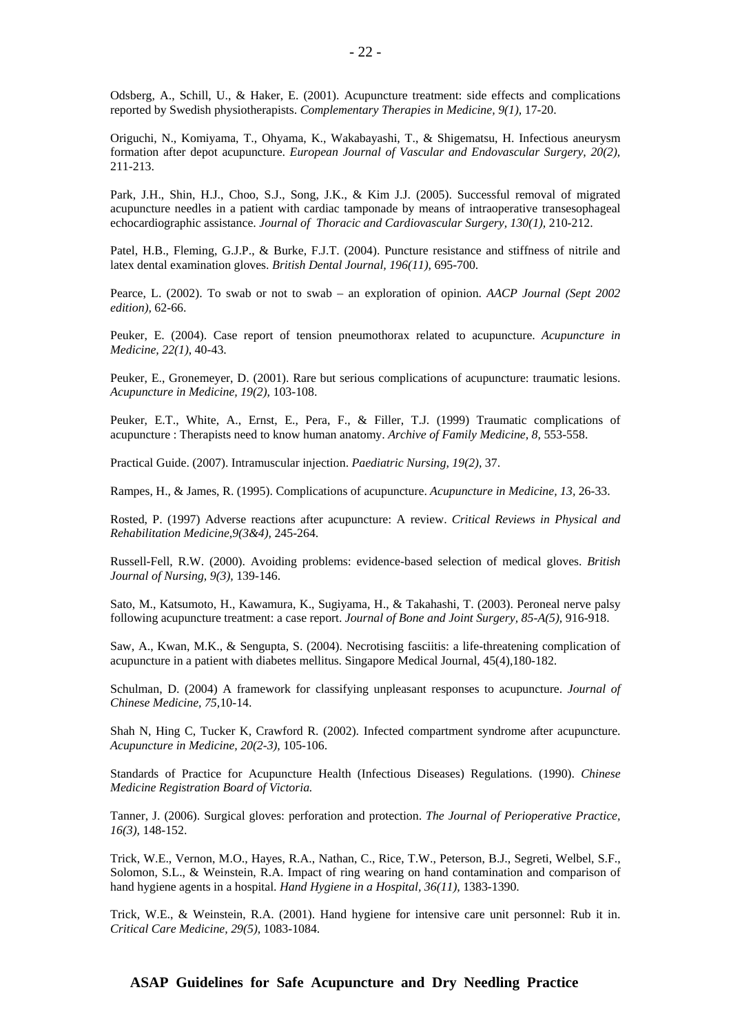Odsberg, A., Schill, U., & Haker, E. (2001). Acupuncture treatment: side effects and complications reported by Swedish physiotherapists. *Complementary Therapies in Medicine, 9(1),* 17-20.

Origuchi, N., Komiyama, T., Ohyama, K., Wakabayashi, T., & Shigematsu, H. Infectious aneurysm formation after depot acupuncture. *European Journal of Vascular and Endovascular Surgery, 20(2),* 211-213.

Park, J.H., Shin, H.J., Choo, S.J., Song, J.K., & Kim J.J. (2005). Successful removal of migrated acupuncture needles in a patient with cardiac tamponade by means of intraoperative transesophageal echocardiographic assistance. *Journal of Thoracic and Cardiovascular Surgery, 130(1),* 210-212.

Patel, H.B., Fleming, G.J.P., & Burke, F.J.T. (2004). Puncture resistance and stiffness of nitrile and latex dental examination gloves. *British Dental Journal, 196(11),* 695-700.

Pearce, L. (2002). To swab or not to swab – an exploration of opinion. *AACP Journal (Sept 2002 edition),* 62-66.

Peuker, E. (2004). Case report of tension pneumothorax related to acupuncture. *Acupuncture in Medicine, 22(1),* 40-43.

Peuker, E., Gronemeyer, D. (2001). Rare but serious complications of acupuncture: traumatic lesions. *Acupuncture in Medicine, 19(2),* 103-108.

Peuker, E.T., White, A., Ernst, E., Pera, F., & Filler, T.J. (1999) Traumatic complications of acupuncture : Therapists need to know human anatomy. *Archive of Family Medicine, 8,* 553-558.

Practical Guide. (2007). Intramuscular injection. *Paediatric Nursing, 19(2),* 37.

Rampes, H., & James, R. (1995). Complications of acupuncture. *Acupuncture in Medicine, 13,* 26-33.

Rosted, P. (1997) Adverse reactions after acupuncture: A review. *Critical Reviews in Physical and Rehabilitation Medicine,9(3&4),* 245-264.

Russell-Fell, R.W. (2000). Avoiding problems: evidence-based selection of medical gloves. *British Journal of Nursing, 9(3),* 139-146.

Sato, M., Katsumoto, H., Kawamura, K., Sugiyama, H., & Takahashi, T. (2003). Peroneal nerve palsy following acupuncture treatment: a case report. *Journal of Bone and Joint Surgery, 85-A(5),* 916-918.

Saw, A., Kwan, M.K., & Sengupta, S. (2004). Necrotising fasciitis: a life-threatening complication of acupuncture in a patient with diabetes mellitus. Singapore Medical Journal, 45(4),180-182.

Schulman, D. (2004) A framework for classifying unpleasant responses to acupuncture. *Journal of Chinese Medicine, 75,*10-14.

Shah N, Hing C, Tucker K, Crawford R. (2002). Infected compartment syndrome after acupuncture. *Acupuncture in Medicine, 20(2-3),* 105-106.

Standards of Practice for Acupuncture Health (Infectious Diseases) Regulations. (1990). *Chinese Medicine Registration Board of Victoria.*

Tanner, J. (2006). Surgical gloves: perforation and protection. *The Journal of Perioperative Practice, 16(3),* 148-152.

Trick, W.E., Vernon, M.O., Hayes, R.A., Nathan, C., Rice, T.W., Peterson, B.J., Segreti, Welbel, S.F., Solomon, S.L., & Weinstein, R.A. Impact of ring wearing on hand contamination and comparison of hand hygiene agents in a hospital. *Hand Hygiene in a Hospital, 36(11),* 1383-1390.

Trick, W.E., & Weinstein, R.A. (2001). Hand hygiene for intensive care unit personnel: Rub it in. *Critical Care Medicine, 29(5),* 1083-1084.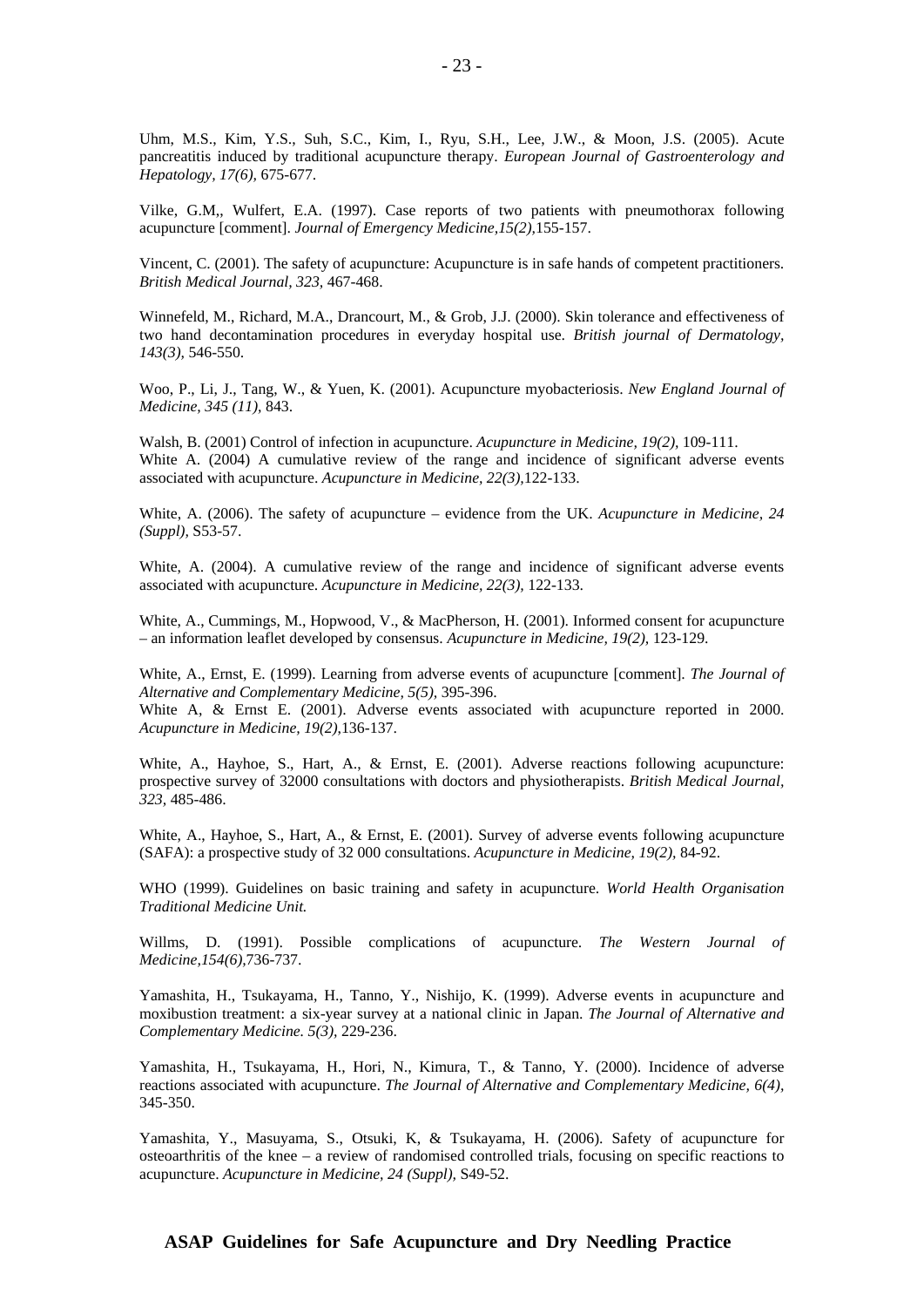Uhm, M.S., Kim, Y.S., Suh, S.C., Kim, I., Ryu, S.H., Lee, J.W., & Moon, J.S. (2005). Acute pancreatitis induced by traditional acupuncture therapy. *European Journal of Gastroenterology and Hepatology, 17(6),* 675-677.

Vilke, G.M,, Wulfert, E.A. (1997). Case reports of two patients with pneumothorax following acupuncture [comment]. *Journal of Emergency Medicine,15(2),*155-157.

Vincent, C. (2001). The safety of acupuncture: Acupuncture is in safe hands of competent practitioners. *British Medical Journal, 323,* 467-468.

Winnefeld, M., Richard, M.A., Drancourt, M., & Grob, J.J. (2000). Skin tolerance and effectiveness of two hand decontamination procedures in everyday hospital use. *British journal of Dermatology, 143(3),* 546-550.

Woo, P., Li, J., Tang, W., & Yuen, K. (2001). Acupuncture myobacteriosis. *New England Journal of Medicine, 345 (11),* 843.

Walsh, B. (2001) Control of infection in acupuncture. *Acupuncture in Medicine, 19(2),* 109-111.
White A. (2004) A cumulative review of the range and incidence of significant adverse events associated with acupuncture. *Acupuncture in Medicine, 22(3),*122-133.

White, A. (2006). The safety of acupuncture – evidence from the UK. *Acupuncture in Medicine, 24 (Suppl),* S53-57.

White, A. (2004). A cumulative review of the range and incidence of significant adverse events associated with acupuncture. *Acupuncture in Medicine, 22(3),* 122-133.

White, A., Cummings, M., Hopwood, V., & MacPherson, H. (2001). Informed consent for acupuncture – an information leaflet developed by consensus. *Acupuncture in Medicine, 19(2),* 123-129.

White, A., Ernst, E. (1999). Learning from adverse events of acupuncture [comment]. *The Journal of Alternative and Complementary Medicine, 5(5),* 395-396.
White A, & Ernst E. (2001). Adverse events associated with acupuncture reported in 2000. *Acupuncture in Medicine, 19(2),*136-137.

White, A., Hayhoe, S., Hart, A., & Ernst, E. (2001). Adverse reactions following acupuncture: prospective survey of 32000 consultations with doctors and physiotherapists. *British Medical Journal, 323,* 485-486.

White, A., Hayhoe, S., Hart, A., & Ernst, E. (2001). Survey of adverse events following acupuncture (SAFA): a prospective study of 32 000 consultations. *Acupuncture in Medicine, 19(2),* 84-92.

WHO (1999). Guidelines on basic training and safety in acupuncture. *World Health Organisation Traditional Medicine Unit.*

Willms, D. (1991). Possible complications of acupuncture. *The Western Journal of Medicine,154(6),*736-737.

Yamashita, H., Tsukayama, H., Tanno, Y., Nishijo, K. (1999). Adverse events in acupuncture and moxibustion treatment: a six-year survey at a national clinic in Japan. *The Journal of Alternative and Complementary Medicine. 5(3),* 229-236.

Yamashita, H., Tsukayama, H., Hori, N., Kimura, T., & Tanno, Y. (2000). Incidence of adverse reactions associated with acupuncture. *The Journal of Alternative and Complementary Medicine, 6(4),* 345-350.

Yamashita, Y., Masuyama, S., Otsuki, K, & Tsukayama, H. (2006). Safety of acupuncture for osteoarthritis of the knee – a review of randomised controlled trials, focusing on specific reactions to acupuncture. *Acupuncture in Medicine, 24 (Suppl),* S49-52.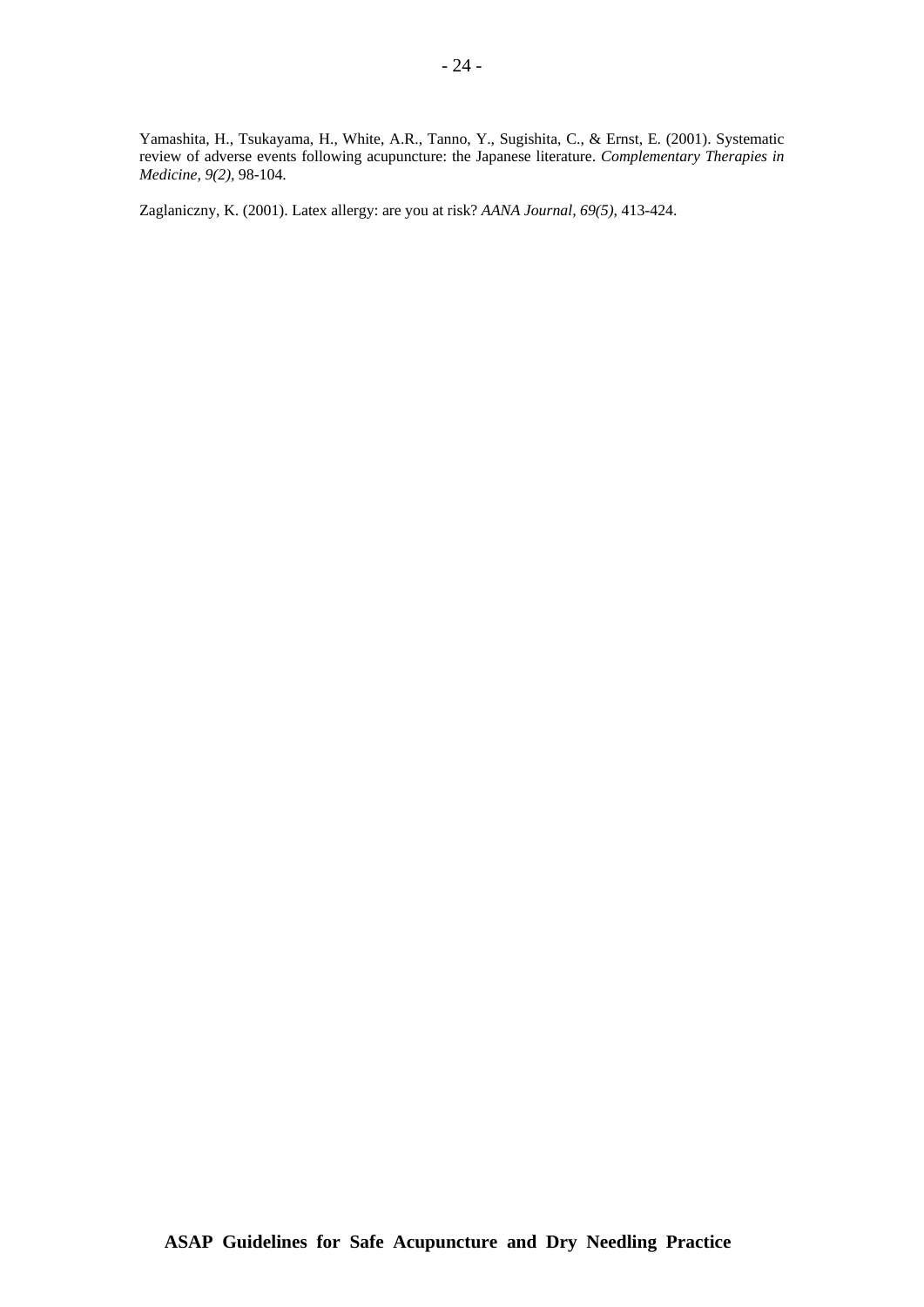Yamashita, H., Tsukayama, H., White, A.R., Tanno, Y., Sugishita, C., & Ernst, E. (2001). Systematic review of adverse events following acupuncture: the Japanese literature. *Complementary Therapies in Medicine, 9(2),* 98-104.

Zaglaniczny, K. (2001). Latex allergy: are you at risk? *AANA Journal, 69(5),* 413-424.